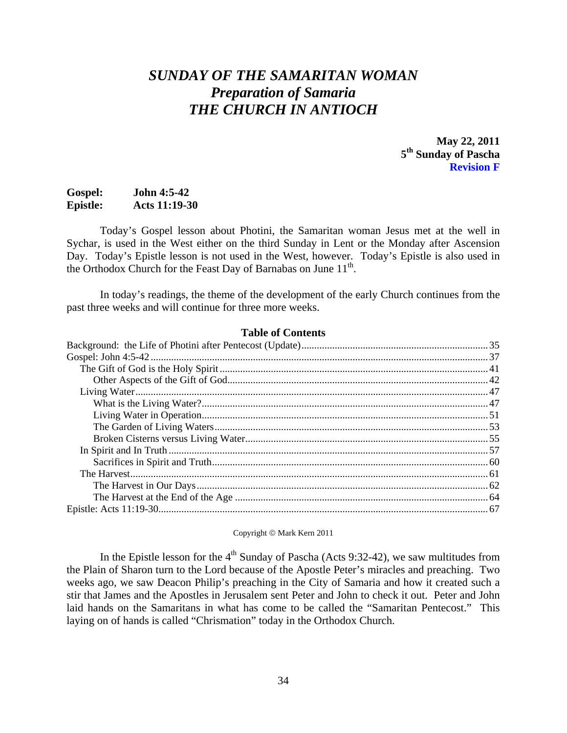# *SUNDAY OF THE SAMARITAN WOMAN*
## *Preparation of Samaria*
## *THE CHURCH IN ANTIOCH*

**May 22, 2011**
**5th Sunday of Pascha**
**Revision F**

**Gospel:** **John 4:5-42**
**Epistle:** **Acts 11:19-30**

Today's Gospel lesson about Photini, the Samaritan woman Jesus met at the well in Sychar, is used in the West either on the third Sunday in Lent or the Monday after Ascension Day. Today's Epistle lesson is not used in the West, however. Today's Epistle is also used in the Orthodox Church for the Feast Day of Barnabas on June 11th.

In today's readings, the theme of the development of the early Church continues from the past three weeks and will continue for three more weeks.

### Table of Contents

| | |
|---|---|
| Background: the Life of Photini after Pentecost (Update) | 35 |
| Gospel: John 4:5-42 | 37 |
| The Gift of God is the Holy Spirit | 41 |
| Other Aspects of the Gift of God | 42 |
| Living Water | 47 |
| What is the Living Water? | 47 |
| Living Water in Operation | 51 |
| The Garden of Living Waters | 53 |
| Broken Cisterns versus Living Water | 55 |
| In Spirit and In Truth | 57 |
| Sacrifices in Spirit and Truth | 60 |
| The Harvest | 61 |
| The Harvest in Our Days | 62 |
| The Harvest at the End of the Age | 64 |
| Epistle: Acts 11:19-30 | 67 |

Copyright © Mark Kern 2011

In the Epistle lesson for the 4th Sunday of Pascha (Acts 9:32-42), we saw multitudes from the Plain of Sharon turn to the Lord because of the Apostle Peter's miracles and preaching. Two weeks ago, we saw Deacon Philip's preaching in the City of Samaria and how it created such a stir that James and the Apostles in Jerusalem sent Peter and John to check it out. Peter and John laid hands on the Samaritans in what has come to be called the "Samaritan Pentecost." This laying on of hands is called "Chrismation" today in the Orthodox Church.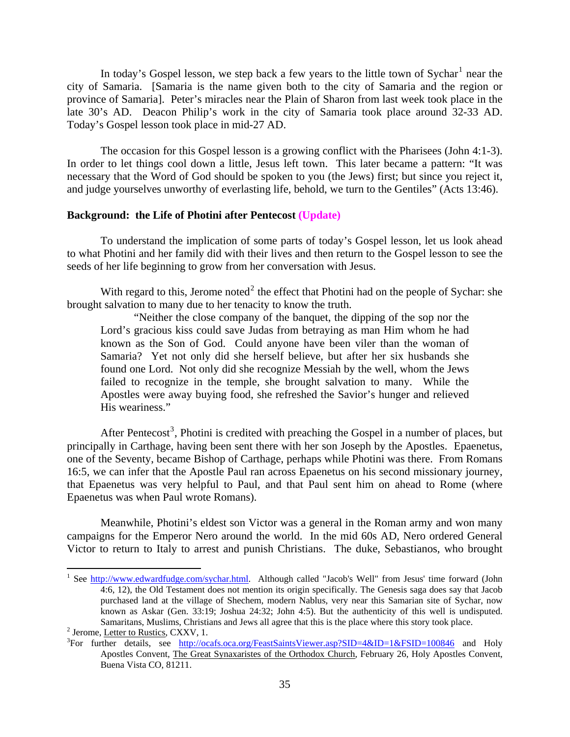In today's Gospel lesson, we step back a few years to the little town of Sychar[1] near the city of Samaria. [Samaria is the name given both to the city of Samaria and the region or province of Samaria]. Peter's miracles near the Plain of Sharon from last week took place in the late 30's AD. Deacon Philip's work in the city of Samaria took place around 32-33 AD. Today's Gospel lesson took place in mid-27 AD.

The occasion for this Gospel lesson is a growing conflict with the Pharisees (John 4:1-3). In order to let things cool down a little, Jesus left town. This later became a pattern: "It was necessary that the Word of God should be spoken to you (the Jews) first; but since you reject it, and judge yourselves unworthy of everlasting life, behold, we turn to the Gentiles" (Acts 13:46).

**Background: the Life of Photini after Pentecost (Update)**

To understand the implication of some parts of today's Gospel lesson, let us look ahead to what Photini and her family did with their lives and then return to the Gospel lesson to see the seeds of her life beginning to grow from her conversation with Jesus.

With regard to this, Jerome noted[2] the effect that Photini had on the people of Sychar: she brought salvation to many due to her tenacity to know the truth.

> "Neither the close company of the banquet, the dipping of the sop nor the Lord's gracious kiss could save Judas from betraying as man Him whom he had known as the Son of God. Could anyone have been viler than the woman of Samaria? Yet not only did she herself believe, but after her six husbands she found one Lord. Not only did she recognize Messiah by the well, whom the Jews failed to recognize in the temple, she brought salvation to many. While the Apostles were away buying food, she refreshed the Savior's hunger and relieved His weariness."

After Pentecost[3], Photini is credited with preaching the Gospel in a number of places, but principally in Carthage, having been sent there with her son Joseph by the Apostles. Epaenetus, one of the Seventy, became Bishop of Carthage, perhaps while Photini was there. From Romans 16:5, we can infer that the Apostle Paul ran across Epaenetus on his second missionary journey, that Epaenetus was very helpful to Paul, and that Paul sent him on ahead to Rome (where Epaenetus was when Paul wrote Romans).

Meanwhile, Photini's eldest son Victor was a general in the Roman army and won many campaigns for the Emperor Nero around the world. In the mid 60s AD, Nero ordered General Victor to return to Italy to arrest and punish Christians. The duke, Sebastianos, who brought

---

[1] See http://www.edwardfudge.com/sychar.html. Although called "Jacob's Well" from Jesus' time forward (John 4:6, 12), the Old Testament does not mention its origin specifically. The Genesis saga does say that Jacob purchased land at the village of Shechem, modern Nablus, very near this Samarian site of Sychar, now known as Askar (Gen. 33:19; Joshua 24:32; John 4:5). But the authenticity of this well is undisputed. Samaritans, Muslims, Christians and Jews all agree that this is the place where this story took place.

[2] Jerome, Letter to Rustics, CXXV, 1.

[3] For further details, see http://ocafs.oca.org/FeastSaintsViewer.asp?SID=4&ID=1&FSID=100846 and Holy Apostles Convent, The Great Synaxaristes of the Orthodox Church, February 26, Holy Apostles Convent, Buena Vista CO, 81211.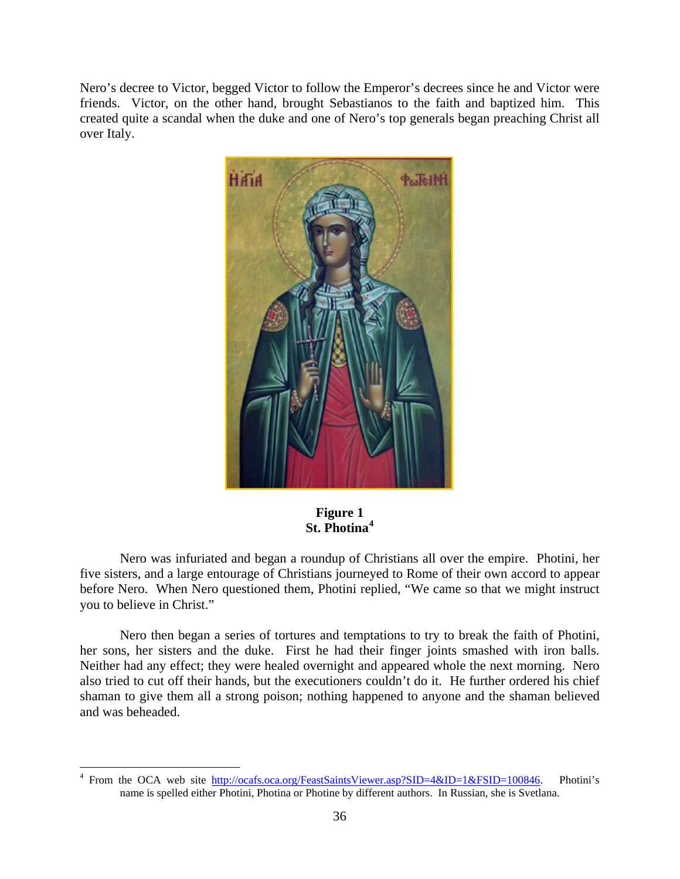Nero's decree to Victor, begged Victor to follow the Emperor's decrees since he and Victor were friends. Victor, on the other hand, brought Sebastianos to the faith and baptized him. This created quite a scandal when the duke and one of Nero's top generals began preaching Christ all over Italy.

**Figure 1**
**St. Photina[4]**

Nero was infuriated and began a roundup of Christians all over the empire. Photini, her five sisters, and a large entourage of Christians journeyed to Rome of their own accord to appear before Nero. When Nero questioned them, Photini replied, "We came so that we might instruct you to believe in Christ."

Nero then began a series of tortures and temptations to try to break the faith of Photini, her sons, her sisters and the duke. First he had their finger joints smashed with iron balls. Neither had any effect; they were healed overnight and appeared whole the next morning. Nero also tried to cut off their hands, but the executioners couldn't do it. He further ordered his chief shaman to give them all a strong poison; nothing happened to anyone and the shaman believed and was beheaded.

---

[4] From the OCA web site http://ocafs.oca.org/FeastSaintsViewer.asp?SID=4&ID=1&FSID=100846. Photini's name is spelled either Photini, Photina or Photine by different authors. In Russian, she is Svetlana.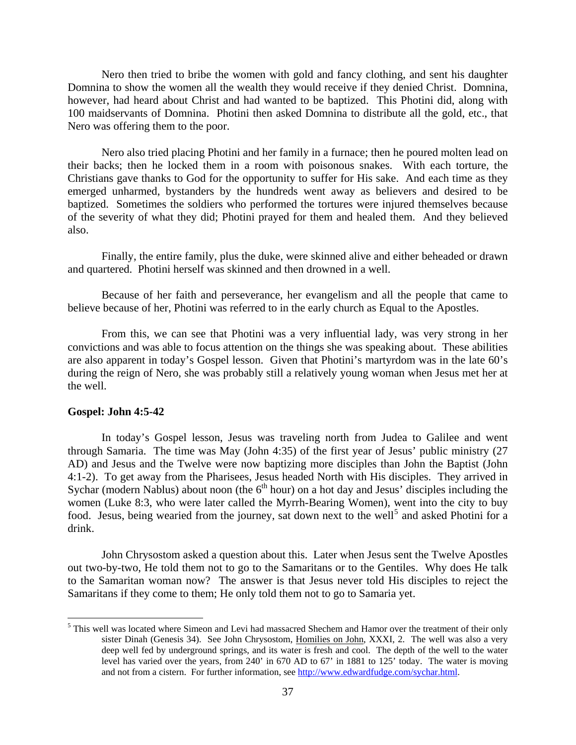Nero then tried to bribe the women with gold and fancy clothing, and sent his daughter Domnina to show the women all the wealth they would receive if they denied Christ. Domnina, however, had heard about Christ and had wanted to be baptized. This Photini did, along with 100 maidservants of Domnina. Photini then asked Domnina to distribute all the gold, etc., that Nero was offering them to the poor.

Nero also tried placing Photini and her family in a furnace; then he poured molten lead on their backs; then he locked them in a room with poisonous snakes. With each torture, the Christians gave thanks to God for the opportunity to suffer for His sake. And each time as they emerged unharmed, bystanders by the hundreds went away as believers and desired to be baptized. Sometimes the soldiers who performed the tortures were injured themselves because of the severity of what they did; Photini prayed for them and healed them. And they believed also.

Finally, the entire family, plus the duke, were skinned alive and either beheaded or drawn and quartered. Photini herself was skinned and then drowned in a well.

Because of her faith and perseverance, her evangelism and all the people that came to believe because of her, Photini was referred to in the early church as Equal to the Apostles.

From this, we can see that Photini was a very influential lady, was very strong in her convictions and was able to focus attention on the things she was speaking about. These abilities are also apparent in today's Gospel lesson. Given that Photini's martyrdom was in the late 60's during the reign of Nero, she was probably still a relatively young woman when Jesus met her at the well.

**Gospel: John 4:5-42**

In today's Gospel lesson, Jesus was traveling north from Judea to Galilee and went through Samaria. The time was May (John 4:35) of the first year of Jesus' public ministry (27 AD) and Jesus and the Twelve were now baptizing more disciples than John the Baptist (John 4:1-2). To get away from the Pharisees, Jesus headed North with His disciples. They arrived in Sychar (modern Nablus) about noon (the 6th hour) on a hot day and Jesus' disciples including the women (Luke 8:3, who were later called the Myrrh-Bearing Women), went into the city to buy food. Jesus, being wearied from the journey, sat down next to the well[5] and asked Photini for a drink.

John Chrysostom asked a question about this. Later when Jesus sent the Twelve Apostles out two-by-two, He told them not to go to the Samaritans or to the Gentiles. Why does He talk to the Samaritan woman now? The answer is that Jesus never told His disciples to reject the Samaritans if they come to them; He only told them not to go to Samaria yet.

---

[5] This well was located where Simeon and Levi had massacred Shechem and Hamor over the treatment of their only sister Dinah (Genesis 34). See John Chrysostom, Homilies on John, XXXI, 2. The well was also a very deep well fed by underground springs, and its water is fresh and cool. The depth of the well to the water level has varied over the years, from 240' in 670 AD to 67' in 1881 to 125' today. The water is moving and not from a cistern. For further information, see http://www.edwardfudge.com/sychar.html.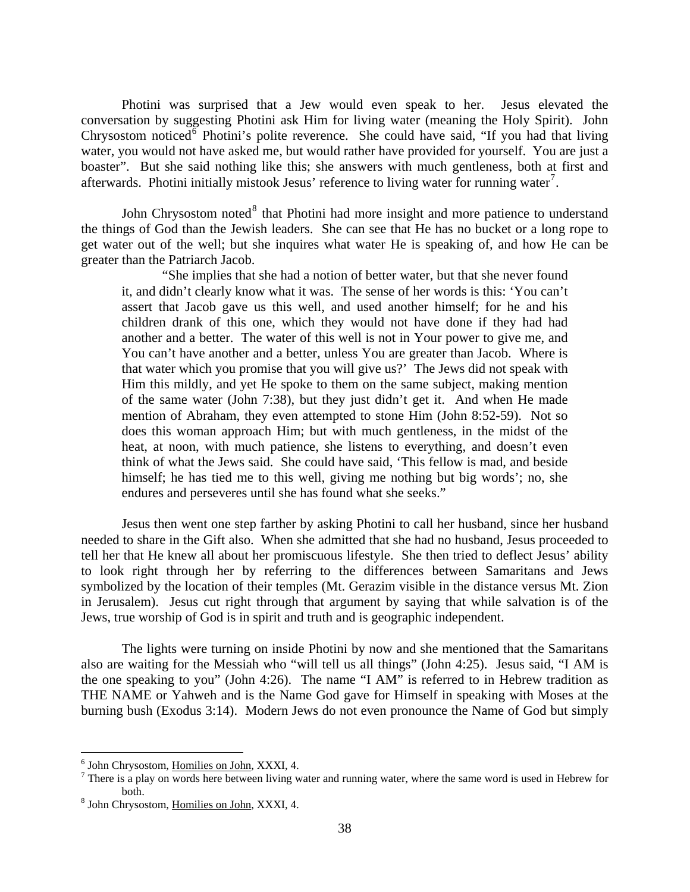Photini was surprised that a Jew would even speak to her. Jesus elevated the conversation by suggesting Photini ask Him for living water (meaning the Holy Spirit). John Chrysostom noticed[6] Photini's polite reverence. She could have said, "If you had that living water, you would not have asked me, but would rather have provided for yourself. You are just a boaster". But she said nothing like this; she answers with much gentleness, both at first and afterwards. Photini initially mistook Jesus' reference to living water for running water[7].

John Chrysostom noted[8] that Photini had more insight and more patience to understand the things of God than the Jewish leaders. She can see that He has no bucket or a long rope to get water out of the well; but she inquires what water He is speaking of, and how He can be greater than the Patriarch Jacob.

> "She implies that she had a notion of better water, but that she never found it, and didn't clearly know what it was. The sense of her words is this: 'You can't assert that Jacob gave us this well, and used another himself; for he and his children drank of this one, which they would not have done if they had had another and a better. The water of this well is not in Your power to give me, and You can't have another and a better, unless You are greater than Jacob. Where is that water which you promise that you will give us?' The Jews did not speak with Him this mildly, and yet He spoke to them on the same subject, making mention of the same water (John 7:38), but they just didn't get it. And when He made mention of Abraham, they even attempted to stone Him (John 8:52-59). Not so does this woman approach Him; but with much gentleness, in the midst of the heat, at noon, with much patience, she listens to everything, and doesn't even think of what the Jews said. She could have said, 'This fellow is mad, and beside himself; he has tied me to this well, giving me nothing but big words'; no, she endures and perseveres until she has found what she seeks."

Jesus then went one step farther by asking Photini to call her husband, since her husband needed to share in the Gift also. When she admitted that she had no husband, Jesus proceeded to tell her that He knew all about her promiscuous lifestyle. She then tried to deflect Jesus' ability to look right through her by referring to the differences between Samaritans and Jews symbolized by the location of their temples (Mt. Gerazim visible in the distance versus Mt. Zion in Jerusalem). Jesus cut right through that argument by saying that while salvation is of the Jews, true worship of God is in spirit and truth and is geographic independent.

The lights were turning on inside Photini by now and she mentioned that the Samaritans also are waiting for the Messiah who "will tell us all things" (John 4:25). Jesus said, "I AM is the one speaking to you" (John 4:26). The name "I AM" is referred to in Hebrew tradition as THE NAME or Yahweh and is the Name God gave for Himself in speaking with Moses at the burning bush (Exodus 3:14). Modern Jews do not even pronounce the Name of God but simply

---

[6] John Chrysostom, Homilies on John, XXXI, 4.

[7] There is a play on words here between living water and running water, where the same word is used in Hebrew for both.

[8] John Chrysostom, Homilies on John, XXXI, 4.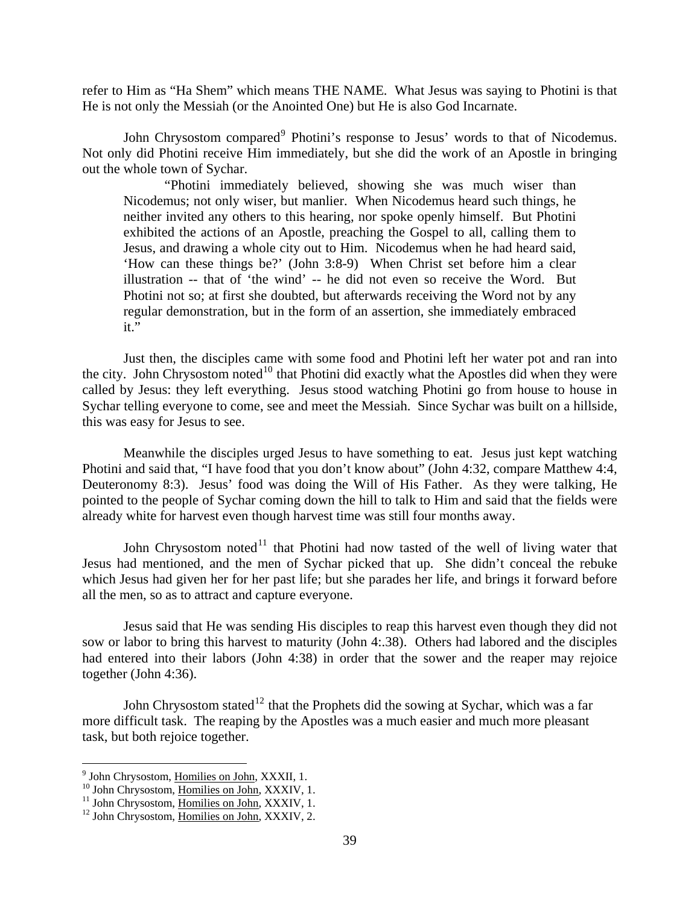refer to Him as "Ha Shem" which means THE NAME. What Jesus was saying to Photini is that He is not only the Messiah (or the Anointed One) but He is also God Incarnate.

John Chrysostom compared[9] Photini's response to Jesus' words to that of Nicodemus. Not only did Photini receive Him immediately, but she did the work of an Apostle in bringing out the whole town of Sychar.

> "Photini immediately believed, showing she was much wiser than Nicodemus; not only wiser, but manlier. When Nicodemus heard such things, he neither invited any others to this hearing, nor spoke openly himself. But Photini exhibited the actions of an Apostle, preaching the Gospel to all, calling them to Jesus, and drawing a whole city out to Him. Nicodemus when he had heard said, 'How can these things be?' (John 3:8-9) When Christ set before him a clear illustration -- that of 'the wind' -- he did not even so receive the Word. But Photini not so; at first she doubted, but afterwards receiving the Word not by any regular demonstration, but in the form of an assertion, she immediately embraced it."

Just then, the disciples came with some food and Photini left her water pot and ran into the city. John Chrysostom noted[10] that Photini did exactly what the Apostles did when they were called by Jesus: they left everything. Jesus stood watching Photini go from house to house in Sychar telling everyone to come, see and meet the Messiah. Since Sychar was built on a hillside, this was easy for Jesus to see.

Meanwhile the disciples urged Jesus to have something to eat. Jesus just kept watching Photini and said that, "I have food that you don't know about" (John 4:32, compare Matthew 4:4, Deuteronomy 8:3). Jesus' food was doing the Will of His Father. As they were talking, He pointed to the people of Sychar coming down the hill to talk to Him and said that the fields were already white for harvest even though harvest time was still four months away.

John Chrysostom noted[11] that Photini had now tasted of the well of living water that Jesus had mentioned, and the men of Sychar picked that up. She didn't conceal the rebuke which Jesus had given her for her past life; but she parades her life, and brings it forward before all the men, so as to attract and capture everyone.

Jesus said that He was sending His disciples to reap this harvest even though they did not sow or labor to bring this harvest to maturity (John 4:.38). Others had labored and the disciples had entered into their labors (John 4:38) in order that the sower and the reaper may rejoice together (John 4:36).

John Chrysostom stated[12] that the Prophets did the sowing at Sychar, which was a far more difficult task. The reaping by the Apostles was a much easier and much more pleasant task, but both rejoice together.

---

[9] John Chrysostom, Homilies on John, XXXII, 1.

[10] John Chrysostom, Homilies on John, XXXIV, 1.

[11] John Chrysostom, Homilies on John, XXXIV, 1.

[12] John Chrysostom, Homilies on John, XXXIV, 2.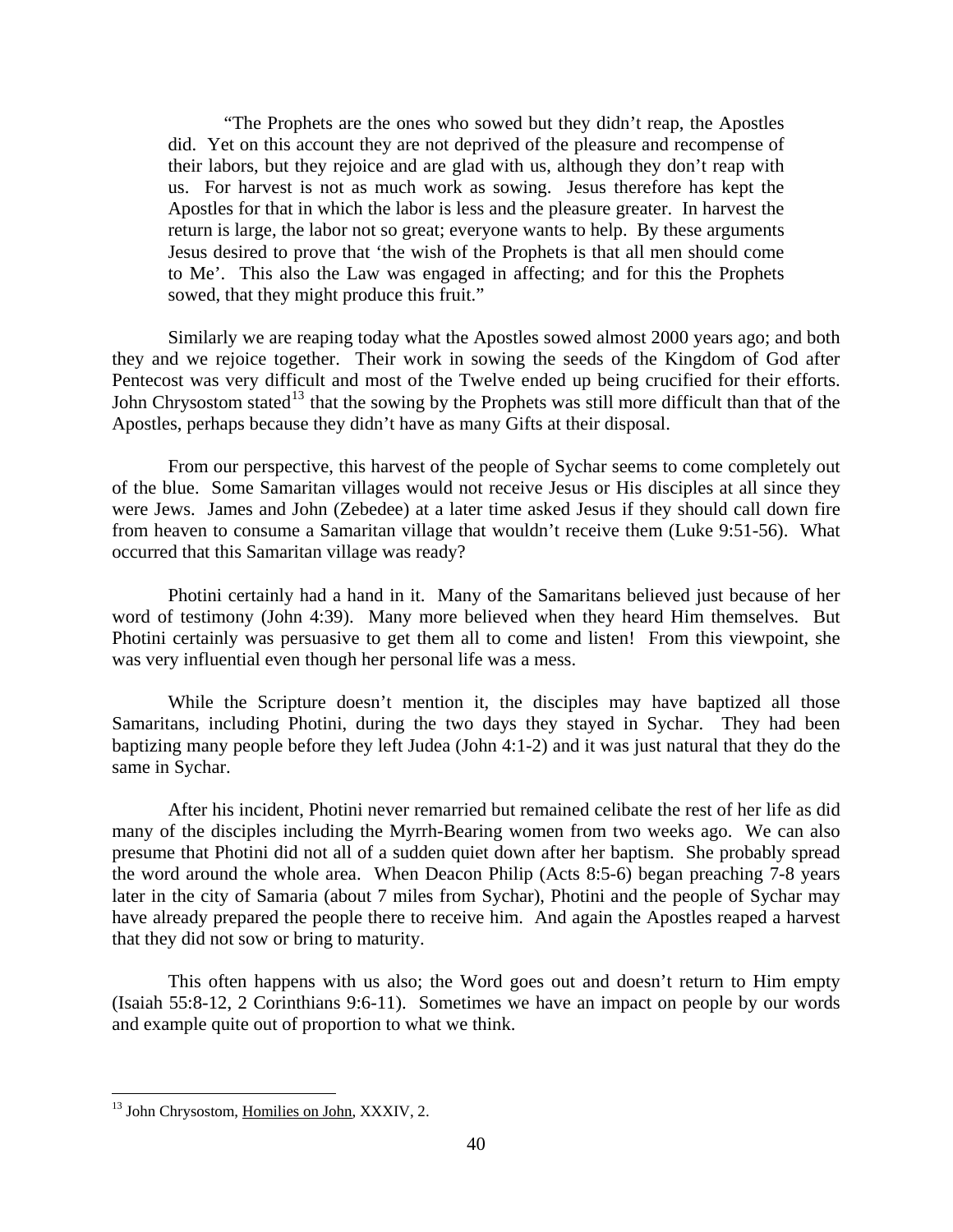> "The Prophets are the ones who sowed but they didn't reap, the Apostles did. Yet on this account they are not deprived of the pleasure and recompense of their labors, but they rejoice and are glad with us, although they don't reap with us. For harvest is not as much work as sowing. Jesus therefore has kept the Apostles for that in which the labor is less and the pleasure greater. In harvest the return is large, the labor not so great; everyone wants to help. By these arguments Jesus desired to prove that 'the wish of the Prophets is that all men should come to Me'. This also the Law was engaged in affecting; and for this the Prophets sowed, that they might produce this fruit."

Similarly we are reaping today what the Apostles sowed almost 2000 years ago; and both they and we rejoice together. Their work in sowing the seeds of the Kingdom of God after Pentecost was very difficult and most of the Twelve ended up being crucified for their efforts. John Chrysostom stated[13] that the sowing by the Prophets was still more difficult than that of the Apostles, perhaps because they didn't have as many Gifts at their disposal.

From our perspective, this harvest of the people of Sychar seems to come completely out of the blue. Some Samaritan villages would not receive Jesus or His disciples at all since they were Jews. James and John (Zebedee) at a later time asked Jesus if they should call down fire from heaven to consume a Samaritan village that wouldn't receive them (Luke 9:51-56). What occurred that this Samaritan village was ready?

Photini certainly had a hand in it. Many of the Samaritans believed just because of her word of testimony (John 4:39). Many more believed when they heard Him themselves. But Photini certainly was persuasive to get them all to come and listen! From this viewpoint, she was very influential even though her personal life was a mess.

While the Scripture doesn't mention it, the disciples may have baptized all those Samaritans, including Photini, during the two days they stayed in Sychar. They had been baptizing many people before they left Judea (John 4:1-2) and it was just natural that they do the same in Sychar.

After his incident, Photini never remarried but remained celibate the rest of her life as did many of the disciples including the Myrrh-Bearing women from two weeks ago. We can also presume that Photini did not all of a sudden quiet down after her baptism. She probably spread the word around the whole area. When Deacon Philip (Acts 8:5-6) began preaching 7-8 years later in the city of Samaria (about 7 miles from Sychar), Photini and the people of Sychar may have already prepared the people there to receive him. And again the Apostles reaped a harvest that they did not sow or bring to maturity.

This often happens with us also; the Word goes out and doesn't return to Him empty (Isaiah 55:8-12, 2 Corinthians 9:6-11). Sometimes we have an impact on people by our words and example quite out of proportion to what we think.

---

[13] John Chrysostom, Homilies on John, XXXIV, 2.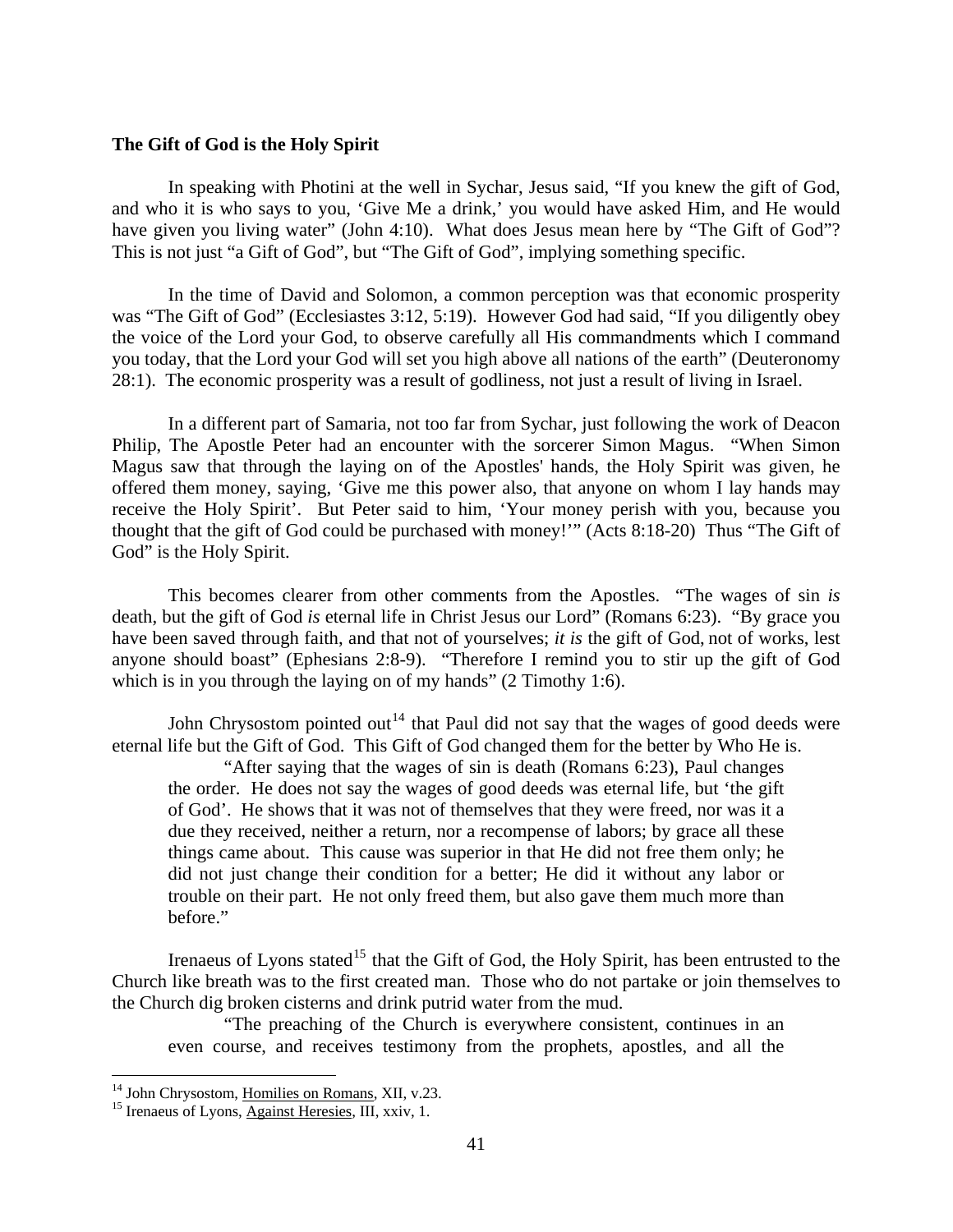**The Gift of God is the Holy Spirit**

In speaking with Photini at the well in Sychar, Jesus said, "If you knew the gift of God, and who it is who says to you, 'Give Me a drink,' you would have asked Him, and He would have given you living water" (John 4:10). What does Jesus mean here by "The Gift of God"? This is not just "a Gift of God", but "The Gift of God", implying something specific.

In the time of David and Solomon, a common perception was that economic prosperity was "The Gift of God" (Ecclesiastes 3:12, 5:19). However God had said, "If you diligently obey the voice of the Lord your God, to observe carefully all His commandments which I command you today, that the Lord your God will set you high above all nations of the earth" (Deuteronomy 28:1). The economic prosperity was a result of godliness, not just a result of living in Israel.

In a different part of Samaria, not too far from Sychar, just following the work of Deacon Philip, The Apostle Peter had an encounter with the sorcerer Simon Magus. "When Simon Magus saw that through the laying on of the Apostles' hands, the Holy Spirit was given, he offered them money, saying, 'Give me this power also, that anyone on whom I lay hands may receive the Holy Spirit'. But Peter said to him, 'Your money perish with you, because you thought that the gift of God could be purchased with money!'" (Acts 8:18-20) Thus "The Gift of God" is the Holy Spirit.

This becomes clearer from other comments from the Apostles. "The wages of sin *is* death, but the gift of God *is* eternal life in Christ Jesus our Lord" (Romans 6:23). "By grace you have been saved through faith, and that not of yourselves; *it is* the gift of God, not of works, lest anyone should boast" (Ephesians 2:8-9). "Therefore I remind you to stir up the gift of God which is in you through the laying on of my hands" (2 Timothy 1:6).

John Chrysostom pointed out[14] that Paul did not say that the wages of good deeds were eternal life but the Gift of God. This Gift of God changed them for the better by Who He is.

> "After saying that the wages of sin is death (Romans 6:23), Paul changes the order. He does not say the wages of good deeds was eternal life, but 'the gift of God'. He shows that it was not of themselves that they were freed, nor was it a due they received, neither a return, nor a recompense of labors; by grace all these things came about. This cause was superior in that He did not free them only; he did not just change their condition for a better; He did it without any labor or trouble on their part. He not only freed them, but also gave them much more than before."

Irenaeus of Lyons stated[15] that the Gift of God, the Holy Spirit, has been entrusted to the Church like breath was to the first created man. Those who do not partake or join themselves to the Church dig broken cisterns and drink putrid water from the mud.

> "The preaching of the Church is everywhere consistent, continues in an even course, and receives testimony from the prophets, apostles, and all the

---

[14] John Chrysostom, Homilies on Romans, XII, v.23.

[15] Irenaeus of Lyons, Against Heresies, III, xxiv, 1.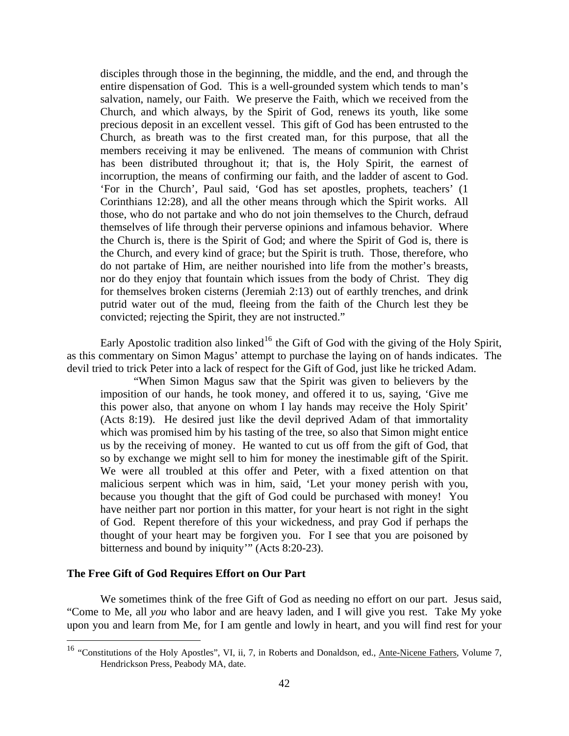> disciples through those in the beginning, the middle, and the end, and through the entire dispensation of God. This is a well-grounded system which tends to man's salvation, namely, our Faith. We preserve the Faith, which we received from the Church, and which always, by the Spirit of God, renews its youth, like some precious deposit in an excellent vessel. This gift of God has been entrusted to the Church, as breath was to the first created man, for this purpose, that all the members receiving it may be enlivened. The means of communion with Christ has been distributed throughout it; that is, the Holy Spirit, the earnest of incorruption, the means of confirming our faith, and the ladder of ascent to God. 'For in the Church', Paul said, 'God has set apostles, prophets, teachers' (1 Corinthians 12:28), and all the other means through which the Spirit works. All those, who do not partake and who do not join themselves to the Church, defraud themselves of life through their perverse opinions and infamous behavior. Where the Church is, there is the Spirit of God; and where the Spirit of God is, there is the Church, and every kind of grace; but the Spirit is truth. Those, therefore, who do not partake of Him, are neither nourished into life from the mother's breasts, nor do they enjoy that fountain which issues from the body of Christ. They dig for themselves broken cisterns (Jeremiah 2:13) out of earthly trenches, and drink putrid water out of the mud, fleeing from the faith of the Church lest they be convicted; rejecting the Spirit, they are not instructed."

Early Apostolic tradition also linked[16] the Gift of God with the giving of the Holy Spirit, as this commentary on Simon Magus' attempt to purchase the laying on of hands indicates. The devil tried to trick Peter into a lack of respect for the Gift of God, just like he tricked Adam.

> "When Simon Magus saw that the Spirit was given to believers by the imposition of our hands, he took money, and offered it to us, saying, 'Give me this power also, that anyone on whom I lay hands may receive the Holy Spirit' (Acts 8:19). He desired just like the devil deprived Adam of that immortality which was promised him by his tasting of the tree, so also that Simon might entice us by the receiving of money. He wanted to cut us off from the gift of God, that so by exchange we might sell to him for money the inestimable gift of the Spirit. We were all troubled at this offer and Peter, with a fixed attention on that malicious serpent which was in him, said, 'Let your money perish with you, because you thought that the gift of God could be purchased with money! You have neither part nor portion in this matter, for your heart is not right in the sight of God. Repent therefore of this your wickedness, and pray God if perhaps the thought of your heart may be forgiven you. For I see that you are poisoned by bitterness and bound by iniquity'" (Acts 8:20-23).

### The Free Gift of God Requires Effort on Our Part

We sometimes think of the free Gift of God as needing no effort on our part. Jesus said, "Come to Me, all *you* who labor and are heavy laden, and I will give you rest. Take My yoke upon you and learn from Me, for I am gentle and lowly in heart, and you will find rest for your

---

[16] "Constitutions of the Holy Apostles", VI, ii, 7, in Roberts and Donaldson, ed., Ante-Nicene Fathers, Volume 7, Hendrickson Press, Peabody MA, date.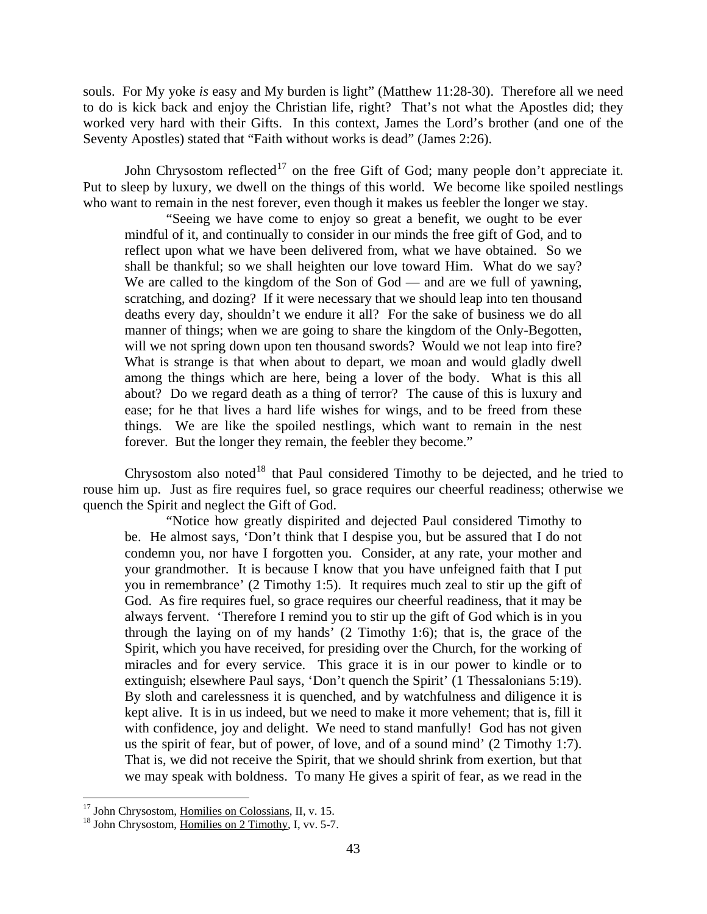souls. For My yoke *is* easy and My burden is light" (Matthew 11:28-30). Therefore all we need to do is kick back and enjoy the Christian life, right? That's not what the Apostles did; they worked very hard with their Gifts. In this context, James the Lord's brother (and one of the Seventy Apostles) stated that "Faith without works is dead" (James 2:26).

John Chrysostom reflected[17] on the free Gift of God; many people don't appreciate it. Put to sleep by luxury, we dwell on the things of this world. We become like spoiled nestlings who want to remain in the nest forever, even though it makes us feebler the longer we stay.

> "Seeing we have come to enjoy so great a benefit, we ought to be ever mindful of it, and continually to consider in our minds the free gift of God, and to reflect upon what we have been delivered from, what we have obtained. So we shall be thankful; so we shall heighten our love toward Him. What do we say? We are called to the kingdom of the Son of God — and are we full of yawning, scratching, and dozing? If it were necessary that we should leap into ten thousand deaths every day, shouldn't we endure it all? For the sake of business we do all manner of things; when we are going to share the kingdom of the Only-Begotten, will we not spring down upon ten thousand swords? Would we not leap into fire? What is strange is that when about to depart, we moan and would gladly dwell among the things which are here, being a lover of the body. What is this all about? Do we regard death as a thing of terror? The cause of this is luxury and ease; for he that lives a hard life wishes for wings, and to be freed from these things. We are like the spoiled nestlings, which want to remain in the nest forever. But the longer they remain, the feebler they become."

Chrysostom also noted[18] that Paul considered Timothy to be dejected, and he tried to rouse him up. Just as fire requires fuel, so grace requires our cheerful readiness; otherwise we quench the Spirit and neglect the Gift of God.

> "Notice how greatly dispirited and dejected Paul considered Timothy to be. He almost says, 'Don't think that I despise you, but be assured that I do not condemn you, nor have I forgotten you. Consider, at any rate, your mother and your grandmother. It is because I know that you have unfeigned faith that I put you in remembrance' (2 Timothy 1:5). It requires much zeal to stir up the gift of God. As fire requires fuel, so grace requires our cheerful readiness, that it may be always fervent. 'Therefore I remind you to stir up the gift of God which is in you through the laying on of my hands' (2 Timothy 1:6); that is, the grace of the Spirit, which you have received, for presiding over the Church, for the working of miracles and for every service. This grace it is in our power to kindle or to extinguish; elsewhere Paul says, 'Don't quench the Spirit' (1 Thessalonians 5:19). By sloth and carelessness it is quenched, and by watchfulness and diligence it is kept alive. It is in us indeed, but we need to make it more vehement; that is, fill it with confidence, joy and delight. We need to stand manfully! God has not given us the spirit of fear, but of power, of love, and of a sound mind' (2 Timothy 1:7). That is, we did not receive the Spirit, that we should shrink from exertion, but that we may speak with boldness. To many He gives a spirit of fear, as we read in the

---

[17] John Chrysostom, Homilies on Colossians, II, v. 15.

[18] John Chrysostom, Homilies on 2 Timothy, I, vv. 5-7.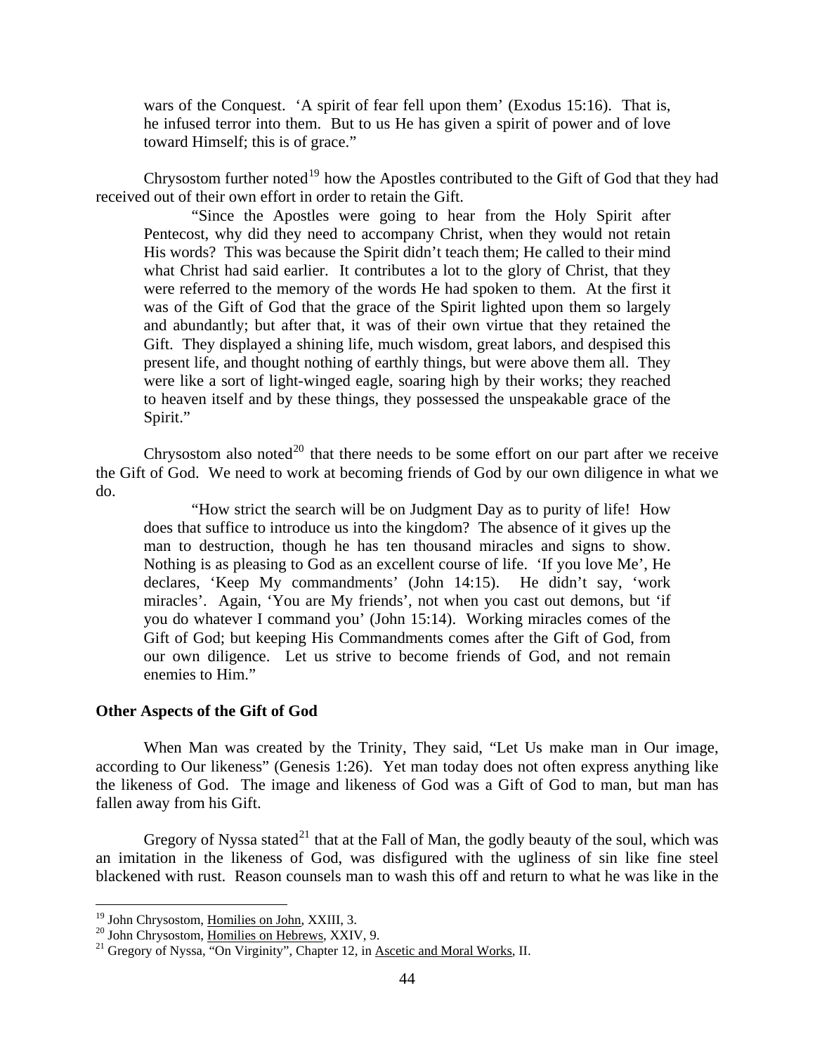> wars of the Conquest. 'A spirit of fear fell upon them' (Exodus 15:16). That is, he infused terror into them. But to us He has given a spirit of power and of love toward Himself; this is of grace."

Chrysostom further noted[19] how the Apostles contributed to the Gift of God that they had received out of their own effort in order to retain the Gift.

> "Since the Apostles were going to hear from the Holy Spirit after Pentecost, why did they need to accompany Christ, when they would not retain His words? This was because the Spirit didn't teach them; He called to their mind what Christ had said earlier. It contributes a lot to the glory of Christ, that they were referred to the memory of the words He had spoken to them. At the first it was of the Gift of God that the grace of the Spirit lighted upon them so largely and abundantly; but after that, it was of their own virtue that they retained the Gift. They displayed a shining life, much wisdom, great labors, and despised this present life, and thought nothing of earthly things, but were above them all. They were like a sort of light-winged eagle, soaring high by their works; they reached to heaven itself and by these things, they possessed the unspeakable grace of the Spirit."

Chrysostom also noted[20] that there needs to be some effort on our part after we receive the Gift of God. We need to work at becoming friends of God by our own diligence in what we do.

> "How strict the search will be on Judgment Day as to purity of life! How does that suffice to introduce us into the kingdom? The absence of it gives up the man to destruction, though he has ten thousand miracles and signs to show. Nothing is as pleasing to God as an excellent course of life. 'If you love Me', He declares, 'Keep My commandments' (John 14:15). He didn't say, 'work miracles'. Again, 'You are My friends', not when you cast out demons, but 'if you do whatever I command you' (John 15:14). Working miracles comes of the Gift of God; but keeping His Commandments comes after the Gift of God, from our own diligence. Let us strive to become friends of God, and not remain enemies to Him."

**Other Aspects of the Gift of God**

When Man was created by the Trinity, They said, "Let Us make man in Our image, according to Our likeness" (Genesis 1:26). Yet man today does not often express anything like the likeness of God. The image and likeness of God was a Gift of God to man, but man has fallen away from his Gift.

Gregory of Nyssa stated[21] that at the Fall of Man, the godly beauty of the soul, which was an imitation in the likeness of God, was disfigured with the ugliness of sin like fine steel blackened with rust. Reason counsels man to wash this off and return to what he was like in the

---

[19] John Chrysostom, Homilies on John, XXIII, 3.

[20] John Chrysostom, Homilies on Hebrews, XXIV, 9.

[21] Gregory of Nyssa, "On Virginity", Chapter 12, in Ascetic and Moral Works, II.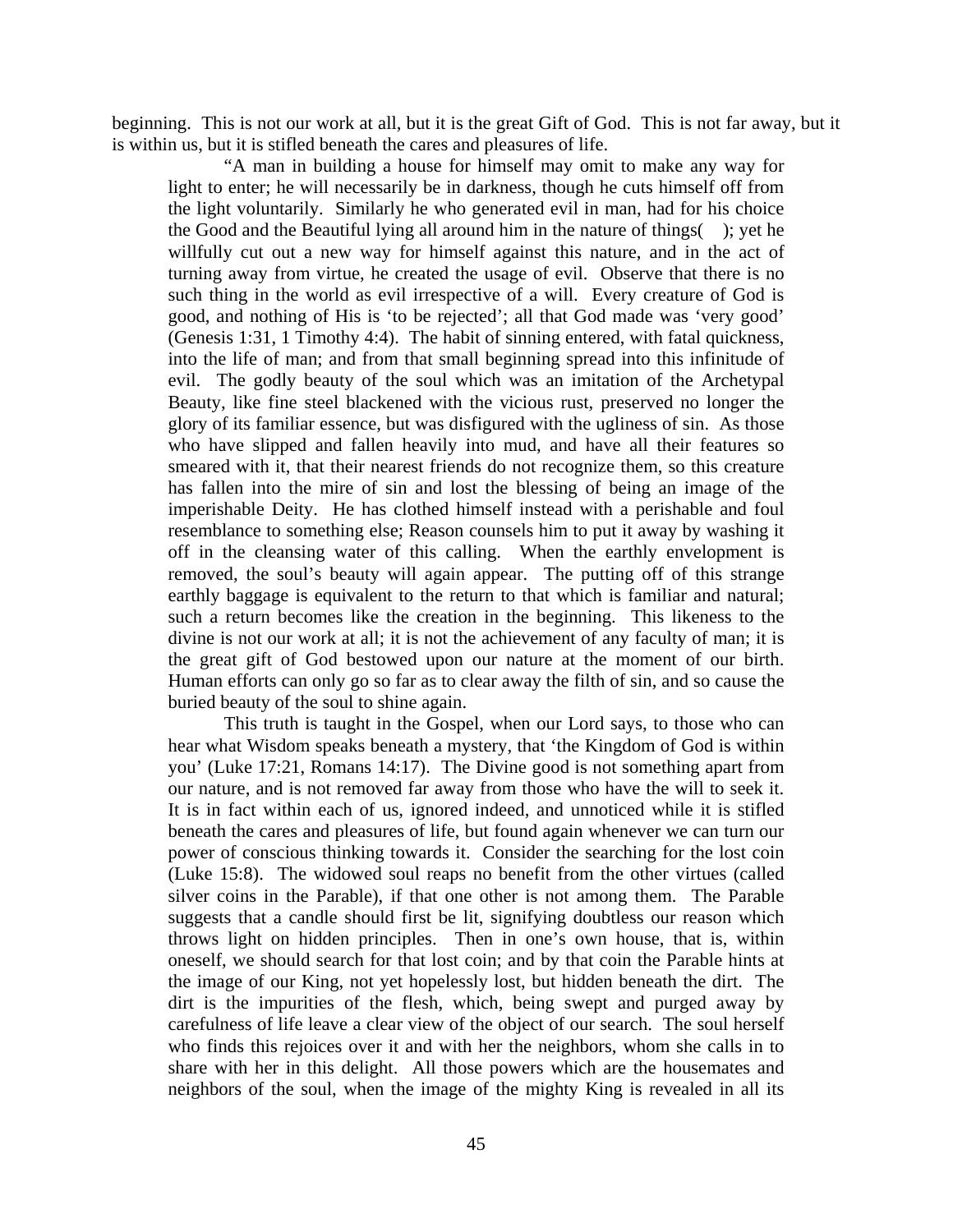beginning. This is not our work at all, but it is the great Gift of God. This is not far away, but it is within us, but it is stifled beneath the cares and pleasures of life.

> "A man in building a house for himself may omit to make any way for light to enter; he will necessarily be in darkness, though he cuts himself off from the light voluntarily. Similarly he who generated evil in man, had for his choice the Good and the Beautiful lying all around him in the nature of things( ); yet he willfully cut out a new way for himself against this nature, and in the act of turning away from virtue, he created the usage of evil. Observe that there is no such thing in the world as evil irrespective of a will. Every creature of God is good, and nothing of His is 'to be rejected'; all that God made was 'very good' (Genesis 1:31, 1 Timothy 4:4). The habit of sinning entered, with fatal quickness, into the life of man; and from that small beginning spread into this infinitude of evil. The godly beauty of the soul which was an imitation of the Archetypal Beauty, like fine steel blackened with the vicious rust, preserved no longer the glory of its familiar essence, but was disfigured with the ugliness of sin. As those who have slipped and fallen heavily into mud, and have all their features so smeared with it, that their nearest friends do not recognize them, so this creature has fallen into the mire of sin and lost the blessing of being an image of the imperishable Deity. He has clothed himself instead with a perishable and foul resemblance to something else; Reason counsels him to put it away by washing it off in the cleansing water of this calling. When the earthly envelopment is removed, the soul's beauty will again appear. The putting off of this strange earthly baggage is equivalent to the return to that which is familiar and natural; such a return becomes like the creation in the beginning. This likeness to the divine is not our work at all; it is not the achievement of any faculty of man; it is the great gift of God bestowed upon our nature at the moment of our birth. Human efforts can only go so far as to clear away the filth of sin, and so cause the buried beauty of the soul to shine again.
>
> This truth is taught in the Gospel, when our Lord says, to those who can hear what Wisdom speaks beneath a mystery, that 'the Kingdom of God is within you' (Luke 17:21, Romans 14:17). The Divine good is not something apart from our nature, and is not removed far away from those who have the will to seek it. It is in fact within each of us, ignored indeed, and unnoticed while it is stifled beneath the cares and pleasures of life, but found again whenever we can turn our power of conscious thinking towards it. Consider the searching for the lost coin (Luke 15:8). The widowed soul reaps no benefit from the other virtues (called silver coins in the Parable), if that one other is not among them. The Parable suggests that a candle should first be lit, signifying doubtless our reason which throws light on hidden principles. Then in one's own house, that is, within oneself, we should search for that lost coin; and by that coin the Parable hints at the image of our King, not yet hopelessly lost, but hidden beneath the dirt. The dirt is the impurities of the flesh, which, being swept and purged away by carefulness of life leave a clear view of the object of our search. The soul herself who finds this rejoices over it and with her the neighbors, whom she calls in to share with her in this delight. All those powers which are the housemates and neighbors of the soul, when the image of the mighty King is revealed in all its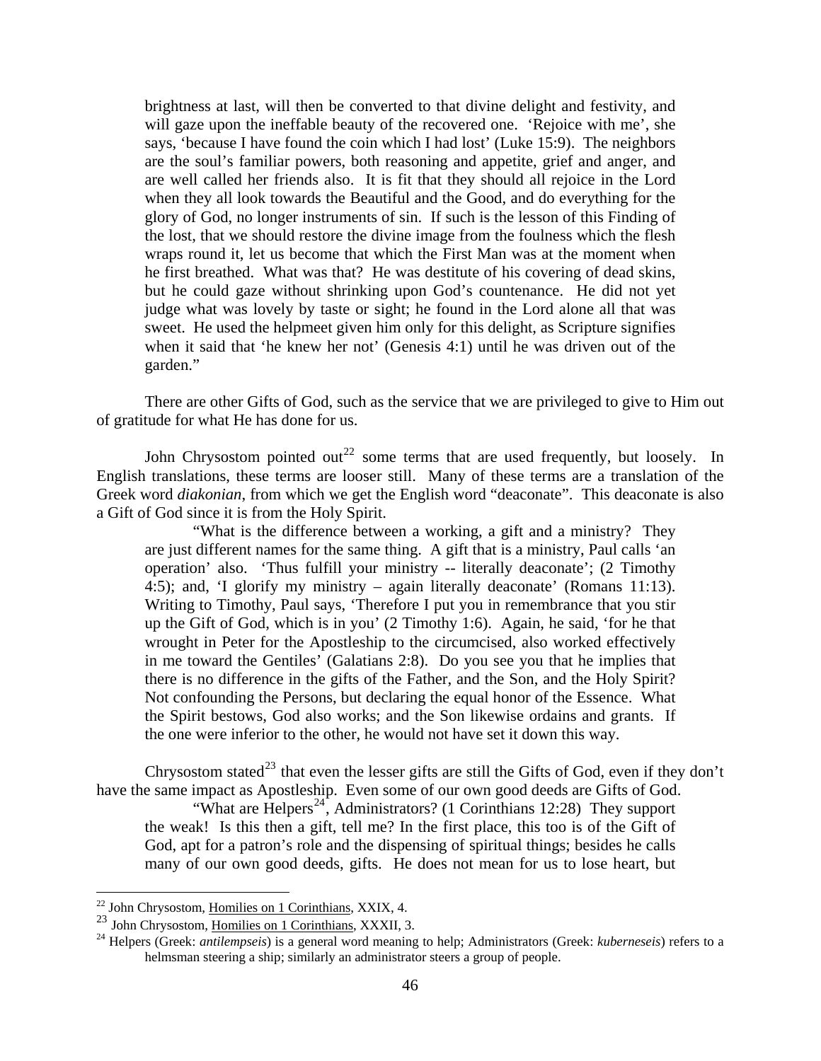> brightness at last, will then be converted to that divine delight and festivity, and will gaze upon the ineffable beauty of the recovered one. 'Rejoice with me', she says, 'because I have found the coin which I had lost' (Luke 15:9). The neighbors are the soul's familiar powers, both reasoning and appetite, grief and anger, and are well called her friends also. It is fit that they should all rejoice in the Lord when they all look towards the Beautiful and the Good, and do everything for the glory of God, no longer instruments of sin. If such is the lesson of this Finding of the lost, that we should restore the divine image from the foulness which the flesh wraps round it, let us become that which the First Man was at the moment when he first breathed. What was that? He was destitute of his covering of dead skins, but he could gaze without shrinking upon God's countenance. He did not yet judge what was lovely by taste or sight; he found in the Lord alone all that was sweet. He used the helpmeet given him only for this delight, as Scripture signifies when it said that 'he knew her not' (Genesis 4:1) until he was driven out of the garden."

There are other Gifts of God, such as the service that we are privileged to give to Him out of gratitude for what He has done for us.

John Chrysostom pointed out[22] some terms that are used frequently, but loosely. In English translations, these terms are looser still. Many of these terms are a translation of the Greek word *diakonian*, from which we get the English word "deaconate". This deaconate is also a Gift of God since it is from the Holy Spirit.

> "What is the difference between a working, a gift and a ministry? They are just different names for the same thing. A gift that is a ministry, Paul calls 'an operation' also. 'Thus fulfill your ministry -- literally deaconate'; (2 Timothy 4:5); and, 'I glorify my ministry – again literally deaconate' (Romans 11:13). Writing to Timothy, Paul says, 'Therefore I put you in remembrance that you stir up the Gift of God, which is in you' (2 Timothy 1:6). Again, he said, 'for he that wrought in Peter for the Apostleship to the circumcised, also worked effectively in me toward the Gentiles' (Galatians 2:8). Do you see you that he implies that there is no difference in the gifts of the Father, and the Son, and the Holy Spirit? Not confounding the Persons, but declaring the equal honor of the Essence. What the Spirit bestows, God also works; and the Son likewise ordains and grants. If the one were inferior to the other, he would not have set it down this way.

Chrysostom stated[23] that even the lesser gifts are still the Gifts of God, even if they don't have the same impact as Apostleship. Even some of our own good deeds are Gifts of God.

> "What are Helpers[24], Administrators? (1 Corinthians 12:28) They support the weak! Is this then a gift, tell me? In the first place, this too is of the Gift of God, apt for a patron's role and the dispensing of spiritual things; besides he calls many of our own good deeds, gifts. He does not mean for us to lose heart, but

---

[22] John Chrysostom, Homilies on 1 Corinthians, XXIX, 4.

[23] John Chrysostom, Homilies on 1 Corinthians, XXXII, 3.

[24] Helpers (Greek: *antilempseis*) is a general word meaning to help; Administrators (Greek: *kuberneseis*) refers to a helmsman steering a ship; similarly an administrator steers a group of people.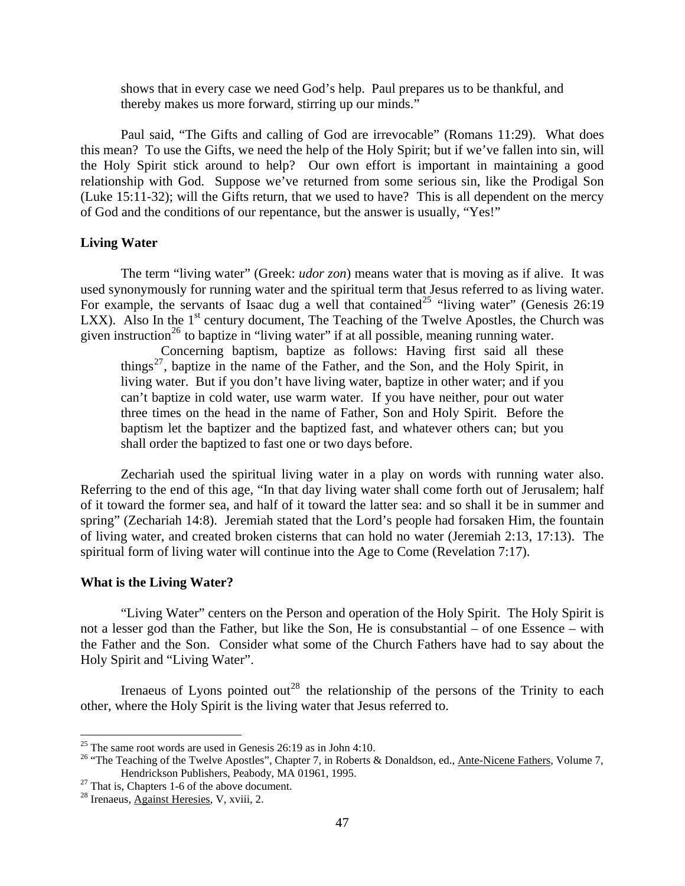> shows that in every case we need God's help. Paul prepares us to be thankful, and thereby makes us more forward, stirring up our minds."

Paul said, "The Gifts and calling of God are irrevocable" (Romans 11:29). What does this mean? To use the Gifts, we need the help of the Holy Spirit; but if we've fallen into sin, will the Holy Spirit stick around to help? Our own effort is important in maintaining a good relationship with God. Suppose we've returned from some serious sin, like the Prodigal Son (Luke 15:11-32); will the Gifts return, that we used to have? This is all dependent on the mercy of God and the conditions of our repentance, but the answer is usually, "Yes!"

**Living Water**

The term "living water" (Greek: *udor zon*) means water that is moving as if alive. It was used synonymously for running water and the spiritual term that Jesus referred to as living water. For example, the servants of Isaac dug a well that contained[25] "living water" (Genesis 26:19 LXX). Also In the 1st century document, The Teaching of the Twelve Apostles, the Church was given instruction[26] to baptize in "living water" if at all possible, meaning running water.

> Concerning baptism, baptize as follows: Having first said all these things[27], baptize in the name of the Father, and the Son, and the Holy Spirit, in living water. But if you don't have living water, baptize in other water; and if you can't baptize in cold water, use warm water. If you have neither, pour out water three times on the head in the name of Father, Son and Holy Spirit. Before the baptism let the baptizer and the baptized fast, and whatever others can; but you shall order the baptized to fast one or two days before.

Zechariah used the spiritual living water in a play on words with running water also. Referring to the end of this age, "In that day living water shall come forth out of Jerusalem; half of it toward the former sea, and half of it toward the latter sea: and so shall it be in summer and spring" (Zechariah 14:8). Jeremiah stated that the Lord's people had forsaken Him, the fountain of living water, and created broken cisterns that can hold no water (Jeremiah 2:13, 17:13). The spiritual form of living water will continue into the Age to Come (Revelation 7:17).

**What is the Living Water?**

"Living Water" centers on the Person and operation of the Holy Spirit. The Holy Spirit is not a lesser god than the Father, but like the Son, He is consubstantial – of one Essence – with the Father and the Son. Consider what some of the Church Fathers have had to say about the Holy Spirit and "Living Water".

Irenaeus of Lyons pointed out[28] the relationship of the persons of the Trinity to each other, where the Holy Spirit is the living water that Jesus referred to.

---

[25] The same root words are used in Genesis 26:19 as in John 4:10.

[26] "The Teaching of the Twelve Apostles", Chapter 7, in Roberts & Donaldson, ed., Ante-Nicene Fathers, Volume 7, Hendrickson Publishers, Peabody, MA 01961, 1995.

[27] That is, Chapters 1-6 of the above document.

[28] Irenaeus, Against Heresies, V, xviii, 2.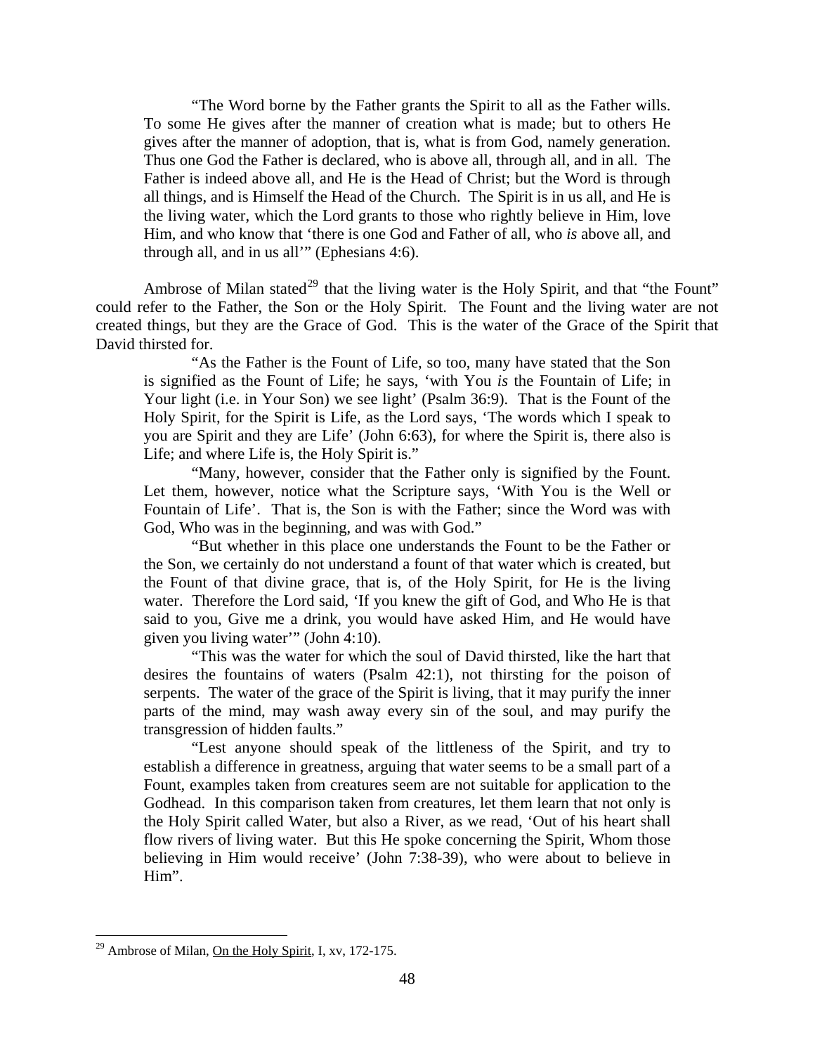> "The Word borne by the Father grants the Spirit to all as the Father wills. To some He gives after the manner of creation what is made; but to others He gives after the manner of adoption, that is, what is from God, namely generation. Thus one God the Father is declared, who is above all, through all, and in all. The Father is indeed above all, and He is the Head of Christ; but the Word is through all things, and is Himself the Head of the Church. The Spirit is in us all, and He is the living water, which the Lord grants to those who rightly believe in Him, love Him, and who know that 'there is one God and Father of all, who *is* above all, and through all, and in us all'" (Ephesians 4:6).

Ambrose of Milan stated[29] that the living water is the Holy Spirit, and that "the Fount" could refer to the Father, the Son or the Holy Spirit. The Fount and the living water are not created things, but they are the Grace of God. This is the water of the Grace of the Spirit that David thirsted for.

> "As the Father is the Fount of Life, so too, many have stated that the Son is signified as the Fount of Life; he says, 'with You *is* the Fountain of Life; in Your light (i.e. in Your Son) we see light' (Psalm 36:9). That is the Fount of the Holy Spirit, for the Spirit is Life, as the Lord says, 'The words which I speak to you are Spirit and they are Life' (John 6:63), for where the Spirit is, there also is Life; and where Life is, the Holy Spirit is."
>
> "Many, however, consider that the Father only is signified by the Fount. Let them, however, notice what the Scripture says, 'With You is the Well or Fountain of Life'. That is, the Son is with the Father; since the Word was with God, Who was in the beginning, and was with God."
>
> "But whether in this place one understands the Fount to be the Father or the Son, we certainly do not understand a fount of that water which is created, but the Fount of that divine grace, that is, of the Holy Spirit, for He is the living water. Therefore the Lord said, 'If you knew the gift of God, and Who He is that said to you, Give me a drink, you would have asked Him, and He would have given you living water'" (John 4:10).
>
> "This was the water for which the soul of David thirsted, like the hart that desires the fountains of waters (Psalm 42:1), not thirsting for the poison of serpents. The water of the grace of the Spirit is living, that it may purify the inner parts of the mind, may wash away every sin of the soul, and may purify the transgression of hidden faults."
>
> "Lest anyone should speak of the littleness of the Spirit, and try to establish a difference in greatness, arguing that water seems to be a small part of a Fount, examples taken from creatures seem are not suitable for application to the Godhead. In this comparison taken from creatures, let them learn that not only is the Holy Spirit called Water, but also a River, as we read, 'Out of his heart shall flow rivers of living water. But this He spoke concerning the Spirit, Whom those believing in Him would receive' (John 7:38-39), who were about to believe in Him".

---

[29] Ambrose of Milan, On the Holy Spirit, I, xv, 172-175.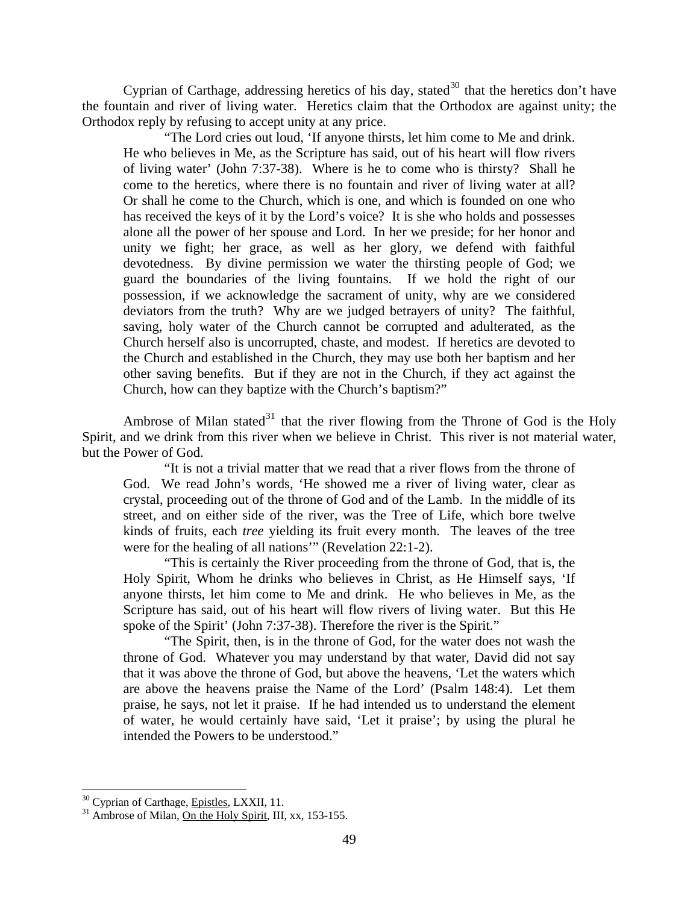Cyprian of Carthage, addressing heretics of his day, stated[30] that the heretics don't have the fountain and river of living water. Heretics claim that the Orthodox are against unity; the Orthodox reply by refusing to accept unity at any price.

> "The Lord cries out loud, 'If anyone thirsts, let him come to Me and drink. He who believes in Me, as the Scripture has said, out of his heart will flow rivers of living water' (John 7:37-38). Where is he to come who is thirsty? Shall he come to the heretics, where there is no fountain and river of living water at all? Or shall he come to the Church, which is one, and which is founded on one who has received the keys of it by the Lord's voice? It is she who holds and possesses alone all the power of her spouse and Lord. In her we preside; for her honor and unity we fight; her grace, as well as her glory, we defend with faithful devotedness. By divine permission we water the thirsting people of God; we guard the boundaries of the living fountains. If we hold the right of our possession, if we acknowledge the sacrament of unity, why are we considered deviators from the truth? Why are we judged betrayers of unity? The faithful, saving, holy water of the Church cannot be corrupted and adulterated, as the Church herself also is uncorrupted, chaste, and modest. If heretics are devoted to the Church and established in the Church, they may use both her baptism and her other saving benefits. But if they are not in the Church, if they act against the Church, how can they baptize with the Church's baptism?"

Ambrose of Milan stated[31] that the river flowing from the Throne of God is the Holy Spirit, and we drink from this river when we believe in Christ. This river is not material water, but the Power of God.

> "It is not a trivial matter that we read that a river flows from the throne of God. We read John's words, 'He showed me a river of living water, clear as crystal, proceeding out of the throne of God and of the Lamb. In the middle of its street, and on either side of the river, was the Tree of Life, which bore twelve kinds of fruits, each *tree* yielding its fruit every month. The leaves of the tree were for the healing of all nations'" (Revelation 22:1-2).
>
> "This is certainly the River proceeding from the throne of God, that is, the Holy Spirit, Whom he drinks who believes in Christ, as He Himself says, 'If anyone thirsts, let him come to Me and drink. He who believes in Me, as the Scripture has said, out of his heart will flow rivers of living water. But this He spoke of the Spirit' (John 7:37-38). Therefore the river is the Spirit."
>
> "The Spirit, then, is in the throne of God, for the water does not wash the throne of God. Whatever you may understand by that water, David did not say that it was above the throne of God, but above the heavens, 'Let the waters which are above the heavens praise the Name of the Lord' (Psalm 148:4). Let them praise, he says, not let it praise. If he had intended us to understand the element of water, he would certainly have said, 'Let it praise'; by using the plural he intended the Powers to be understood."

---

[30] Cyprian of Carthage, Epistles, LXXII, 11.

[31] Ambrose of Milan, On the Holy Spirit, III, xx, 153-155.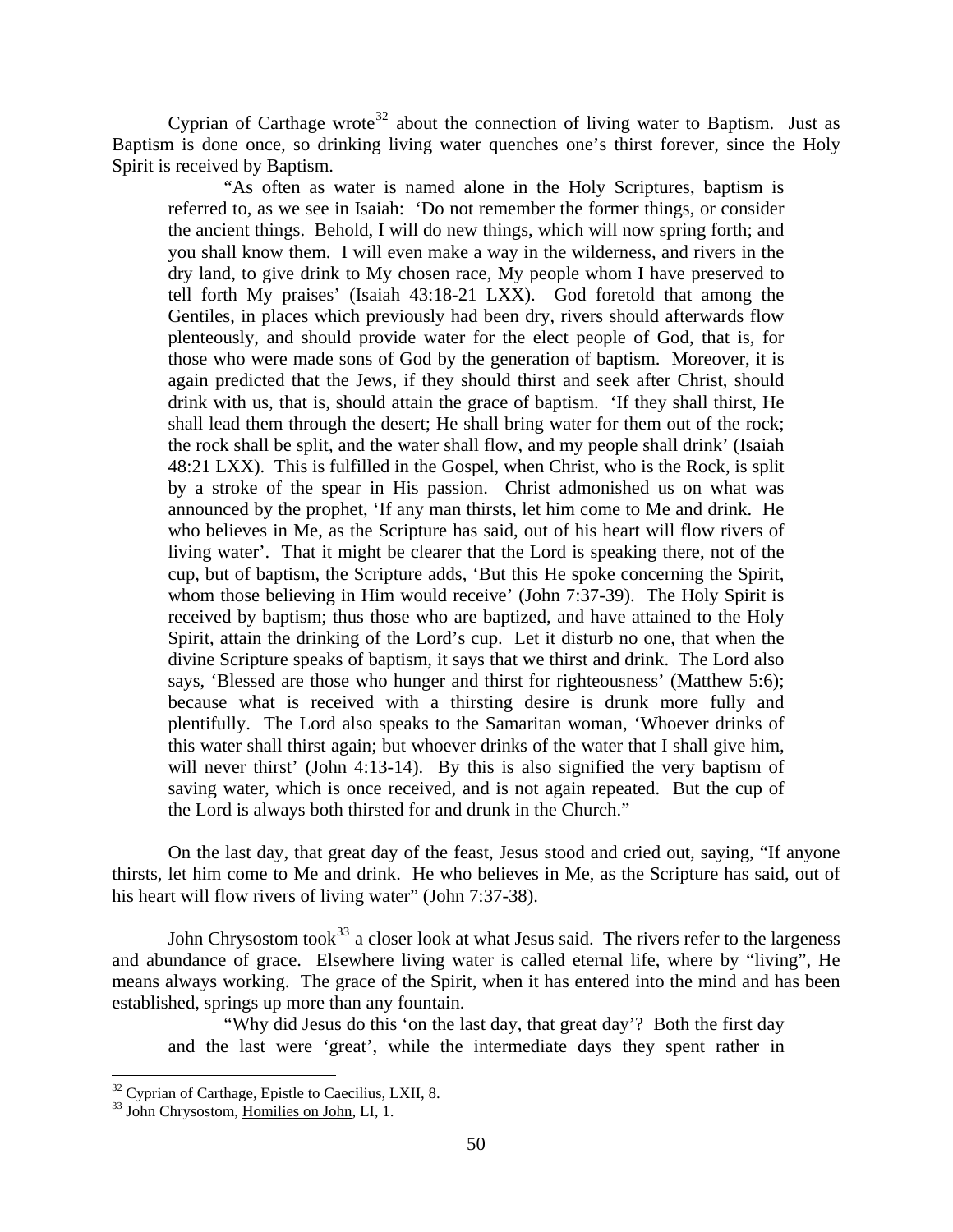Cyprian of Carthage wrote[32] about the connection of living water to Baptism. Just as Baptism is done once, so drinking living water quenches one's thirst forever, since the Holy Spirit is received by Baptism.

> "As often as water is named alone in the Holy Scriptures, baptism is referred to, as we see in Isaiah: 'Do not remember the former things, or consider the ancient things. Behold, I will do new things, which will now spring forth; and you shall know them. I will even make a way in the wilderness, and rivers in the dry land, to give drink to My chosen race, My people whom I have preserved to tell forth My praises' (Isaiah 43:18-21 LXX). God foretold that among the Gentiles, in places which previously had been dry, rivers should afterwards flow plenteously, and should provide water for the elect people of God, that is, for those who were made sons of God by the generation of baptism. Moreover, it is again predicted that the Jews, if they should thirst and seek after Christ, should drink with us, that is, should attain the grace of baptism. 'If they shall thirst, He shall lead them through the desert; He shall bring water for them out of the rock; the rock shall be split, and the water shall flow, and my people shall drink' (Isaiah 48:21 LXX). This is fulfilled in the Gospel, when Christ, who is the Rock, is split by a stroke of the spear in His passion. Christ admonished us on what was announced by the prophet, 'If any man thirsts, let him come to Me and drink. He who believes in Me, as the Scripture has said, out of his heart will flow rivers of living water'. That it might be clearer that the Lord is speaking there, not of the cup, but of baptism, the Scripture adds, 'But this He spoke concerning the Spirit, whom those believing in Him would receive' (John 7:37-39). The Holy Spirit is received by baptism; thus those who are baptized, and have attained to the Holy Spirit, attain the drinking of the Lord's cup. Let it disturb no one, that when the divine Scripture speaks of baptism, it says that we thirst and drink. The Lord also says, 'Blessed are those who hunger and thirst for righteousness' (Matthew 5:6); because what is received with a thirsting desire is drunk more fully and plentifully. The Lord also speaks to the Samaritan woman, 'Whoever drinks of this water shall thirst again; but whoever drinks of the water that I shall give him, will never thirst' (John 4:13-14). By this is also signified the very baptism of saving water, which is once received, and is not again repeated. But the cup of the Lord is always both thirsted for and drunk in the Church."

On the last day, that great day of the feast, Jesus stood and cried out, saying, "If anyone thirsts, let him come to Me and drink. He who believes in Me, as the Scripture has said, out of his heart will flow rivers of living water" (John 7:37-38).

John Chrysostom took[33] a closer look at what Jesus said. The rivers refer to the largeness and abundance of grace. Elsewhere living water is called eternal life, where by "living", He means always working. The grace of the Spirit, when it has entered into the mind and has been established, springs up more than any fountain.

> "Why did Jesus do this 'on the last day, that great day'? Both the first day and the last were 'great', while the intermediate days they spent rather in

---

[32] Cyprian of Carthage, Epistle to Caecilius, LXII, 8.

[33] John Chrysostom, Homilies on John, LI, 1.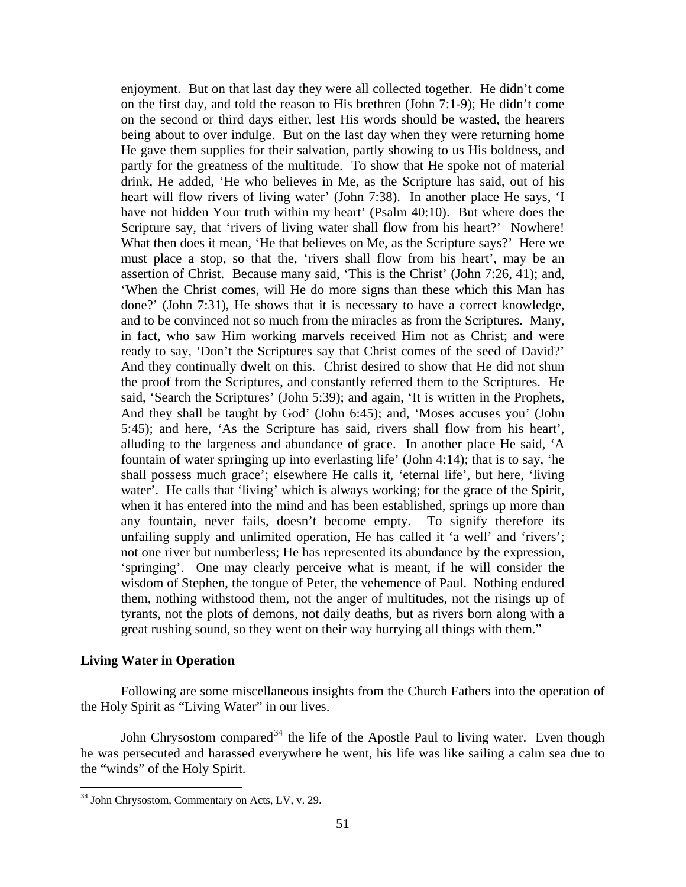enjoyment. But on that last day they were all collected together. He didn't come on the first day, and told the reason to His brethren (John 7:1-9); He didn't come on the second or third days either, lest His words should be wasted, the hearers being about to over indulge. But on the last day when they were returning home He gave them supplies for their salvation, partly showing to us His boldness, and partly for the greatness of the multitude. To show that He spoke not of material drink, He added, 'He who believes in Me, as the Scripture has said, out of his heart will flow rivers of living water' (John 7:38). In another place He says, 'I have not hidden Your truth within my heart' (Psalm 40:10). But where does the Scripture say, that 'rivers of living water shall flow from his heart?' Nowhere! What then does it mean, 'He that believes on Me, as the Scripture says?' Here we must place a stop, so that the, 'rivers shall flow from his heart', may be an assertion of Christ. Because many said, 'This is the Christ' (John 7:26, 41); and, 'When the Christ comes, will He do more signs than these which this Man has done?' (John 7:31), He shows that it is necessary to have a correct knowledge, and to be convinced not so much from the miracles as from the Scriptures. Many, in fact, who saw Him working marvels received Him not as Christ; and were ready to say, 'Don't the Scriptures say that Christ comes of the seed of David?' And they continually dwelt on this. Christ desired to show that He did not shun the proof from the Scriptures, and constantly referred them to the Scriptures. He said, 'Search the Scriptures' (John 5:39); and again, 'It is written in the Prophets, And they shall be taught by God' (John 6:45); and, 'Moses accuses you' (John 5:45); and here, 'As the Scripture has said, rivers shall flow from his heart', alluding to the largeness and abundance of grace. In another place He said, 'A fountain of water springing up into everlasting life' (John 4:14); that is to say, 'he shall possess much grace'; elsewhere He calls it, 'eternal life', but here, 'living water'. He calls that 'living' which is always working; for the grace of the Spirit, when it has entered into the mind and has been established, springs up more than any fountain, never fails, doesn't become empty. To signify therefore its unfailing supply and unlimited operation, He has called it 'a well' and 'rivers'; not one river but numberless; He has represented its abundance by the expression, 'springing'. One may clearly perceive what is meant, if he will consider the wisdom of Stephen, the tongue of Peter, the vehemence of Paul. Nothing endured them, nothing withstood them, not the anger of multitudes, not the risings up of tyrants, not the plots of demons, not daily deaths, but as rivers born along with a great rushing sound, so they went on their way hurrying all things with them."

### Living Water in Operation

Following are some miscellaneous insights from the Church Fathers into the operation of the Holy Spirit as "Living Water" in our lives.

John Chrysostom compared[34] the life of the Apostle Paul to living water. Even though he was persecuted and harassed everywhere he went, his life was like sailing a calm sea due to the "winds" of the Holy Spirit.

[34] John Chrysostom, Commentary on Acts, LV, v. 29.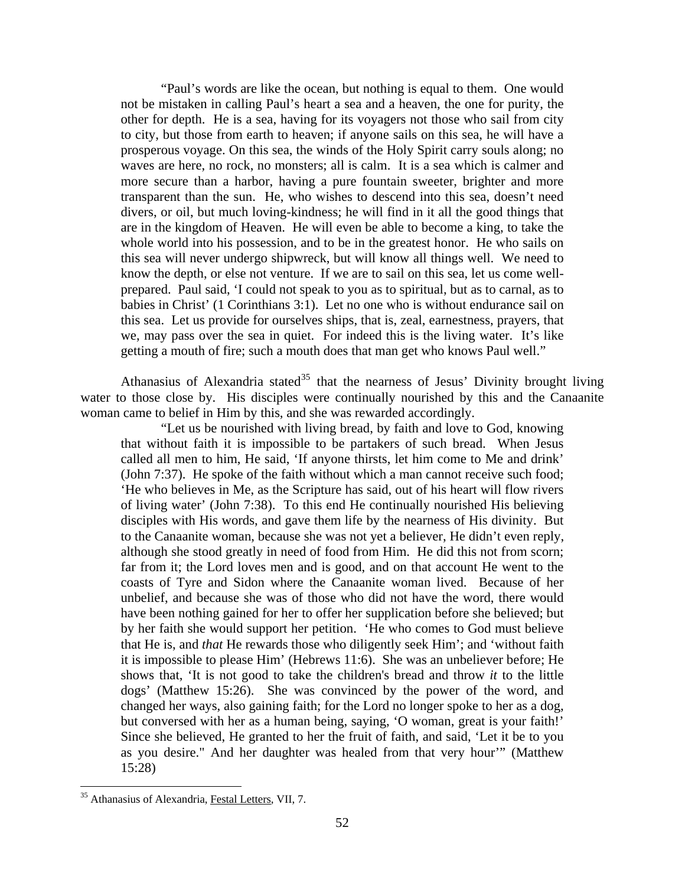> "Paul's words are like the ocean, but nothing is equal to them. One would not be mistaken in calling Paul's heart a sea and a heaven, the one for purity, the other for depth. He is a sea, having for its voyagers not those who sail from city to city, but those from earth to heaven; if anyone sails on this sea, he will have a prosperous voyage. On this sea, the winds of the Holy Spirit carry souls along; no waves are here, no rock, no monsters; all is calm. It is a sea which is calmer and more secure than a harbor, having a pure fountain sweeter, brighter and more transparent than the sun. He, who wishes to descend into this sea, doesn't need divers, or oil, but much loving-kindness; he will find in it all the good things that are in the kingdom of Heaven. He will even be able to become a king, to take the whole world into his possession, and to be in the greatest honor. He who sails on this sea will never undergo shipwreck, but will know all things well. We need to know the depth, or else not venture. If we are to sail on this sea, let us come well-prepared. Paul said, 'I could not speak to you as to spiritual, but as to carnal, as to babies in Christ' (1 Corinthians 3:1). Let no one who is without endurance sail on this sea. Let us provide for ourselves ships, that is, zeal, earnestness, prayers, that we, may pass over the sea in quiet. For indeed this is the living water. It's like getting a mouth of fire; such a mouth does that man get who knows Paul well."

Athanasius of Alexandria stated[35] that the nearness of Jesus' Divinity brought living water to those close by. His disciples were continually nourished by this and the Canaanite woman came to belief in Him by this, and she was rewarded accordingly.

> "Let us be nourished with living bread, by faith and love to God, knowing that without faith it is impossible to be partakers of such bread. When Jesus called all men to him, He said, 'If anyone thirsts, let him come to Me and drink' (John 7:37). He spoke of the faith without which a man cannot receive such food; 'He who believes in Me, as the Scripture has said, out of his heart will flow rivers of living water' (John 7:38). To this end He continually nourished His believing disciples with His words, and gave them life by the nearness of His divinity. But to the Canaanite woman, because she was not yet a believer, He didn't even reply, although she stood greatly in need of food from Him. He did this not from scorn; far from it; the Lord loves men and is good, and on that account He went to the coasts of Tyre and Sidon where the Canaanite woman lived. Because of her unbelief, and because she was of those who did not have the word, there would have been nothing gained for her to offer her supplication before she believed; but by her faith she would support her petition. 'He who comes to God must believe that He is, and *that* He rewards those who diligently seek Him'; and 'without faith it is impossible to please Him' (Hebrews 11:6). She was an unbeliever before; He shows that, 'It is not good to take the children's bread and throw *it* to the little dogs' (Matthew 15:26). She was convinced by the power of the word, and changed her ways, also gaining faith; for the Lord no longer spoke to her as a dog, but conversed with her as a human being, saying, 'O woman, great is your faith!' Since she believed, He granted to her the fruit of faith, and said, 'Let it be to you as you desire." And her daughter was healed from that very hour'" (Matthew 15:28)

---

[35] Athanasius of Alexandria, Festal Letters, VII, 7.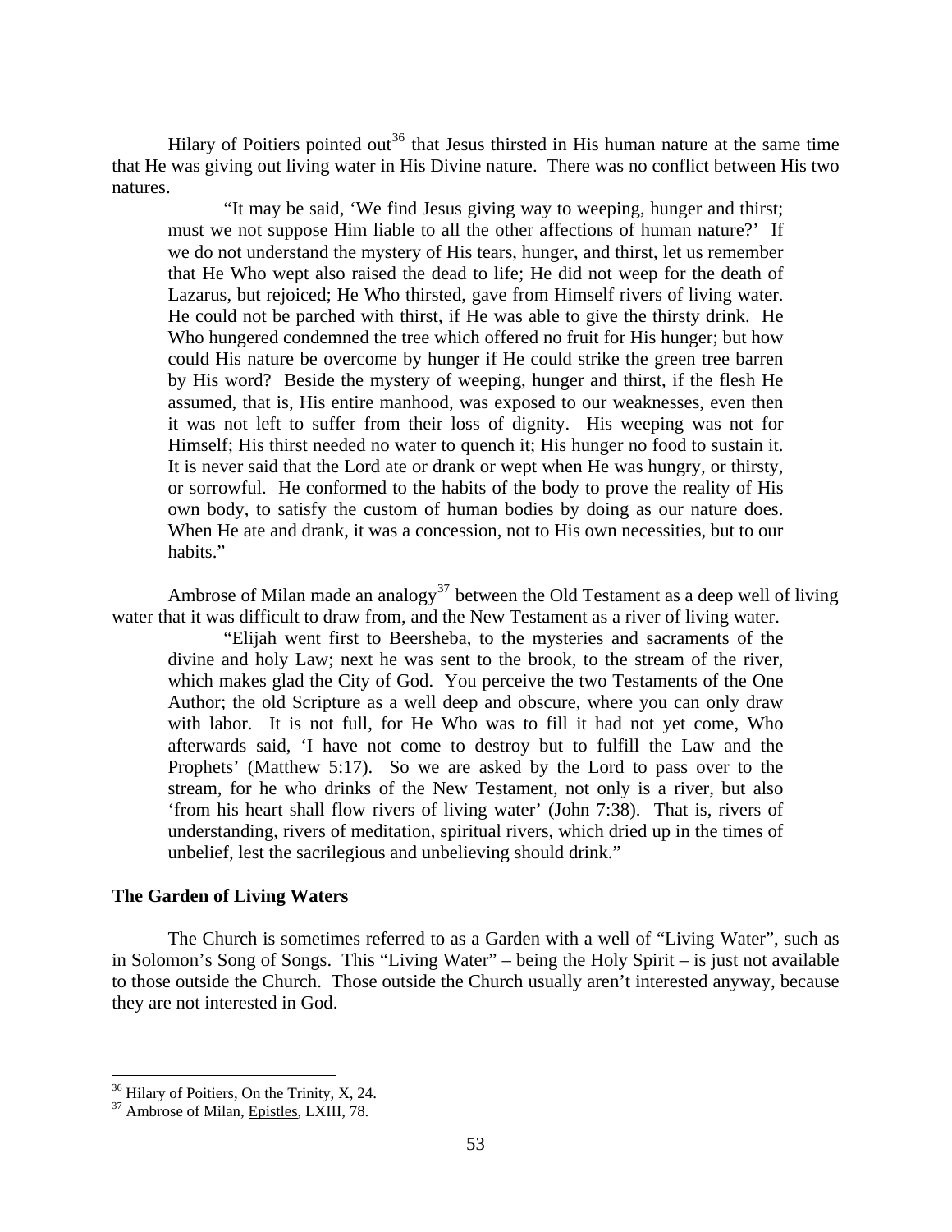Hilary of Poitiers pointed out[36] that Jesus thirsted in His human nature at the same time that He was giving out living water in His Divine nature. There was no conflict between His two natures.

> "It may be said, 'We find Jesus giving way to weeping, hunger and thirst; must we not suppose Him liable to all the other affections of human nature?' If we do not understand the mystery of His tears, hunger, and thirst, let us remember that He Who wept also raised the dead to life; He did not weep for the death of Lazarus, but rejoiced; He Who thirsted, gave from Himself rivers of living water. He could not be parched with thirst, if He was able to give the thirsty drink. He Who hungered condemned the tree which offered no fruit for His hunger; but how could His nature be overcome by hunger if He could strike the green tree barren by His word? Beside the mystery of weeping, hunger and thirst, if the flesh He assumed, that is, His entire manhood, was exposed to our weaknesses, even then it was not left to suffer from their loss of dignity. His weeping was not for Himself; His thirst needed no water to quench it; His hunger no food to sustain it. It is never said that the Lord ate or drank or wept when He was hungry, or thirsty, or sorrowful. He conformed to the habits of the body to prove the reality of His own body, to satisfy the custom of human bodies by doing as our nature does. When He ate and drank, it was a concession, not to His own necessities, but to our habits."

Ambrose of Milan made an analogy[37] between the Old Testament as a deep well of living water that it was difficult to draw from, and the New Testament as a river of living water.

> "Elijah went first to Beersheba, to the mysteries and sacraments of the divine and holy Law; next he was sent to the brook, to the stream of the river, which makes glad the City of God. You perceive the two Testaments of the One Author; the old Scripture as a well deep and obscure, where you can only draw with labor. It is not full, for He Who was to fill it had not yet come, Who afterwards said, 'I have not come to destroy but to fulfill the Law and the Prophets' (Matthew 5:17). So we are asked by the Lord to pass over to the stream, for he who drinks of the New Testament, not only is a river, but also 'from his heart shall flow rivers of living water' (John 7:38). That is, rivers of understanding, rivers of meditation, spiritual rivers, which dried up in the times of unbelief, lest the sacrilegious and unbelieving should drink."

### The Garden of Living Waters

The Church is sometimes referred to as a Garden with a well of "Living Water", such as in Solomon's Song of Songs. This "Living Water" – being the Holy Spirit – is just not available to those outside the Church. Those outside the Church usually aren't interested anyway, because they are not interested in God.

---

[36] Hilary of Poitiers, On the Trinity, X, 24.

[37] Ambrose of Milan, Epistles, LXIII, 78.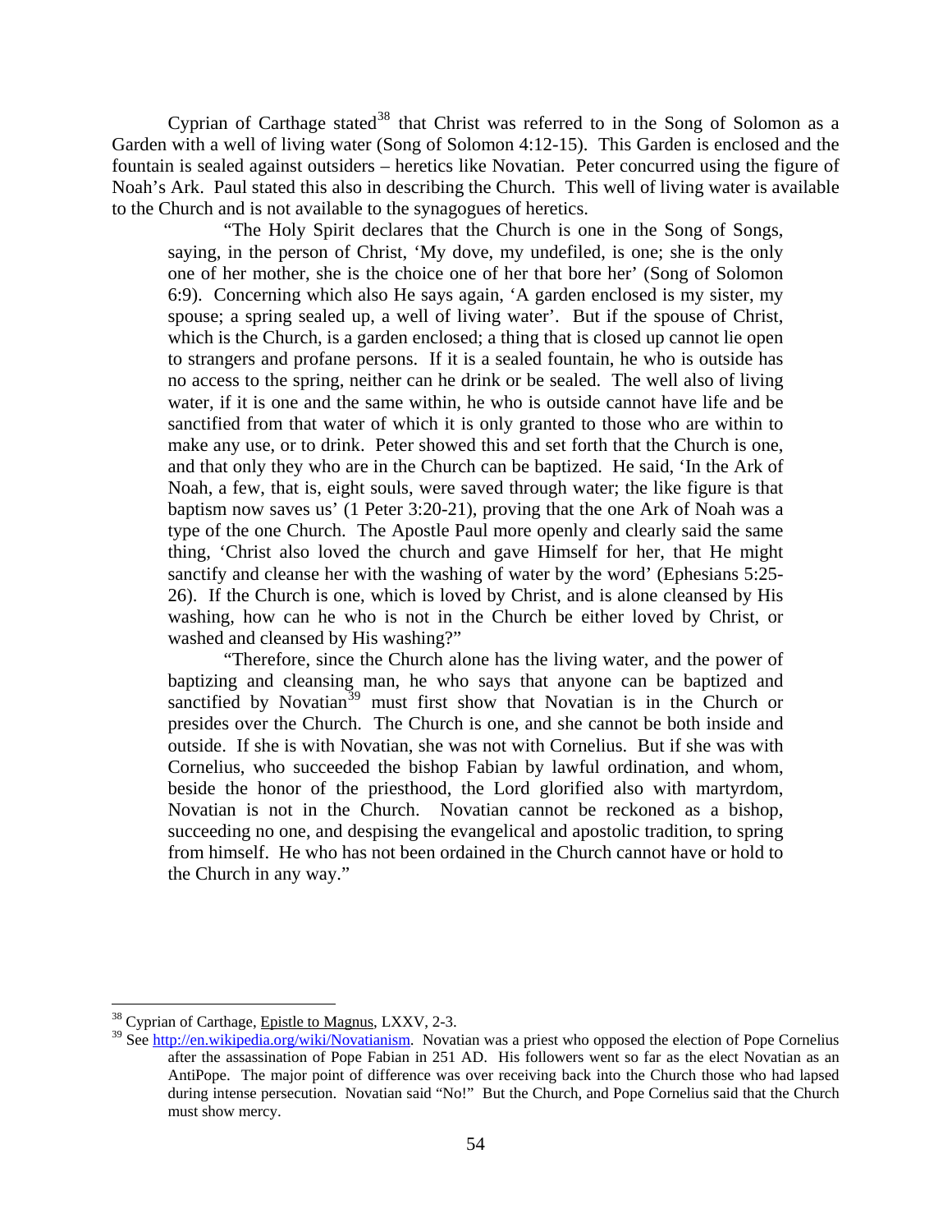Cyprian of Carthage stated[38] that Christ was referred to in the Song of Solomon as a Garden with a well of living water (Song of Solomon 4:12-15). This Garden is enclosed and the fountain is sealed against outsiders – heretics like Novatian. Peter concurred using the figure of Noah's Ark. Paul stated this also in describing the Church. This well of living water is available to the Church and is not available to the synagogues of heretics.

> "The Holy Spirit declares that the Church is one in the Song of Songs, saying, in the person of Christ, 'My dove, my undefiled, is one; she is the only one of her mother, she is the choice one of her that bore her' (Song of Solomon 6:9). Concerning which also He says again, 'A garden enclosed is my sister, my spouse; a spring sealed up, a well of living water'. But if the spouse of Christ, which is the Church, is a garden enclosed; a thing that is closed up cannot lie open to strangers and profane persons. If it is a sealed fountain, he who is outside has no access to the spring, neither can he drink or be sealed. The well also of living water, if it is one and the same within, he who is outside cannot have life and be sanctified from that water of which it is only granted to those who are within to make any use, or to drink. Peter showed this and set forth that the Church is one, and that only they who are in the Church can be baptized. He said, 'In the Ark of Noah, a few, that is, eight souls, were saved through water; the like figure is that baptism now saves us' (1 Peter 3:20-21), proving that the one Ark of Noah was a type of the one Church. The Apostle Paul more openly and clearly said the same thing, 'Christ also loved the church and gave Himself for her, that He might sanctify and cleanse her with the washing of water by the word' (Ephesians 5:25-26). If the Church is one, which is loved by Christ, and is alone cleansed by His washing, how can he who is not in the Church be either loved by Christ, or washed and cleansed by His washing?"
>
> "Therefore, since the Church alone has the living water, and the power of baptizing and cleansing man, he who says that anyone can be baptized and sanctified by Novatian[39] must first show that Novatian is in the Church or presides over the Church. The Church is one, and she cannot be both inside and outside. If she is with Novatian, she was not with Cornelius. But if she was with Cornelius, who succeeded the bishop Fabian by lawful ordination, and whom, beside the honor of the priesthood, the Lord glorified also with martyrdom, Novatian is not in the Church. Novatian cannot be reckoned as a bishop, succeeding no one, and despising the evangelical and apostolic tradition, to spring from himself. He who has not been ordained in the Church cannot have or hold to the Church in any way."

---

[38] Cyprian of Carthage, Epistle to Magnus, LXXV, 2-3.

[39] See http://en.wikipedia.org/wiki/Novatianism. Novatian was a priest who opposed the election of Pope Cornelius after the assassination of Pope Fabian in 251 AD. His followers went so far as the elect Novatian as an AntiPope. The major point of difference was over receiving back into the Church those who had lapsed during intense persecution. Novatian said "No!" But the Church, and Pope Cornelius said that the Church must show mercy.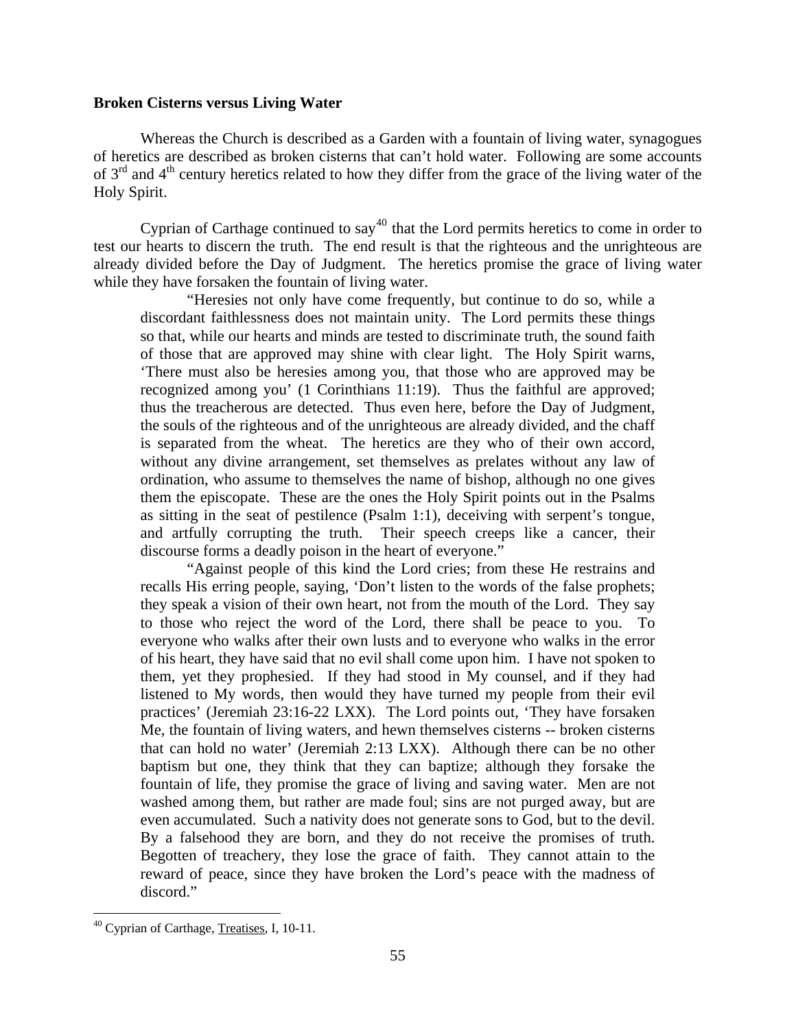**Broken Cisterns versus Living Water**

Whereas the Church is described as a Garden with a fountain of living water, synagogues of heretics are described as broken cisterns that can't hold water. Following are some accounts of 3rd and 4th century heretics related to how they differ from the grace of the living water of the Holy Spirit.

Cyprian of Carthage continued to say[40] that the Lord permits heretics to come in order to test our hearts to discern the truth. The end result is that the righteous and the unrighteous are already divided before the Day of Judgment. The heretics promise the grace of living water while they have forsaken the fountain of living water.

> "Heresies not only have come frequently, but continue to do so, while a discordant faithlessness does not maintain unity. The Lord permits these things so that, while our hearts and minds are tested to discriminate truth, the sound faith of those that are approved may shine with clear light. The Holy Spirit warns, 'There must also be heresies among you, that those who are approved may be recognized among you' (1 Corinthians 11:19). Thus the faithful are approved; thus the treacherous are detected. Thus even here, before the Day of Judgment, the souls of the righteous and of the unrighteous are already divided, and the chaff is separated from the wheat. The heretics are they who of their own accord, without any divine arrangement, set themselves as prelates without any law of ordination, who assume to themselves the name of bishop, although no one gives them the episcopate. These are the ones the Holy Spirit points out in the Psalms as sitting in the seat of pestilence (Psalm 1:1), deceiving with serpent's tongue, and artfully corrupting the truth. Their speech creeps like a cancer, their discourse forms a deadly poison in the heart of everyone."
>
> "Against people of this kind the Lord cries; from these He restrains and recalls His erring people, saying, 'Don't listen to the words of the false prophets; they speak a vision of their own heart, not from the mouth of the Lord. They say to those who reject the word of the Lord, there shall be peace to you. To everyone who walks after their own lusts and to everyone who walks in the error of his heart, they have said that no evil shall come upon him. I have not spoken to them, yet they prophesied. If they had stood in My counsel, and if they had listened to My words, then would they have turned my people from their evil practices' (Jeremiah 23:16-22 LXX). The Lord points out, 'They have forsaken Me, the fountain of living waters, and hewn themselves cisterns -- broken cisterns that can hold no water' (Jeremiah 2:13 LXX). Although there can be no other baptism but one, they think that they can baptize; although they forsake the fountain of life, they promise the grace of living and saving water. Men are not washed among them, but rather are made foul; sins are not purged away, but are even accumulated. Such a nativity does not generate sons to God, but to the devil. By a falsehood they are born, and they do not receive the promises of truth. Begotten of treachery, they lose the grace of faith. They cannot attain to the reward of peace, since they have broken the Lord's peace with the madness of discord."

---

[40] Cyprian of Carthage, Treatises, I, 10-11.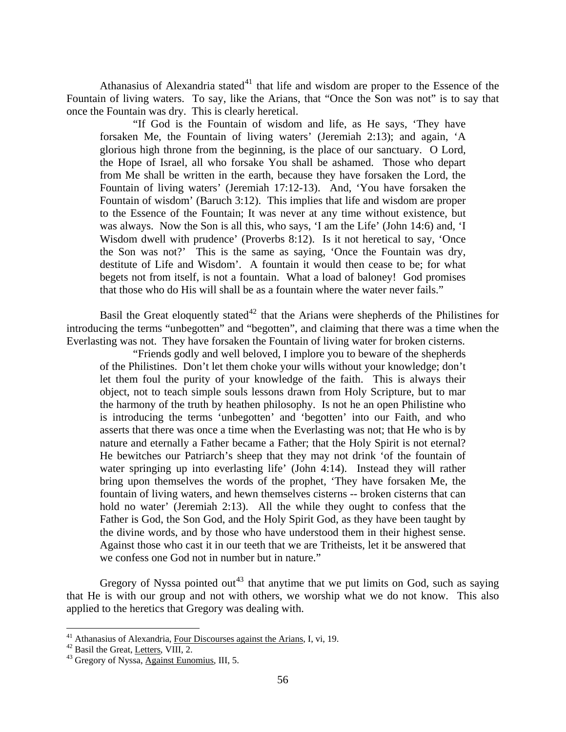Athanasius of Alexandria stated[41] that life and wisdom are proper to the Essence of the Fountain of living waters. To say, like the Arians, that "Once the Son was not" is to say that once the Fountain was dry. This is clearly heretical.

> "If God is the Fountain of wisdom and life, as He says, 'They have forsaken Me, the Fountain of living waters' (Jeremiah 2:13); and again, 'A glorious high throne from the beginning, is the place of our sanctuary. O Lord, the Hope of Israel, all who forsake You shall be ashamed. Those who depart from Me shall be written in the earth, because they have forsaken the Lord, the Fountain of living waters' (Jeremiah 17:12-13). And, 'You have forsaken the Fountain of wisdom' (Baruch 3:12). This implies that life and wisdom are proper to the Essence of the Fountain; It was never at any time without existence, but was always. Now the Son is all this, who says, 'I am the Life' (John 14:6) and, 'I Wisdom dwell with prudence' (Proverbs 8:12). Is it not heretical to say, 'Once the Son was not?' This is the same as saying, 'Once the Fountain was dry, destitute of Life and Wisdom'. A fountain it would then cease to be; for what begets not from itself, is not a fountain. What a load of baloney! God promises that those who do His will shall be as a fountain where the water never fails."

Basil the Great eloquently stated[42] that the Arians were shepherds of the Philistines for introducing the terms "unbegotten" and "begotten", and claiming that there was a time when the Everlasting was not. They have forsaken the Fountain of living water for broken cisterns.

> "Friends godly and well beloved, I implore you to beware of the shepherds of the Philistines. Don't let them choke your wills without your knowledge; don't let them foul the purity of your knowledge of the faith. This is always their object, not to teach simple souls lessons drawn from Holy Scripture, but to mar the harmony of the truth by heathen philosophy. Is not he an open Philistine who is introducing the terms 'unbegotten' and 'begotten' into our Faith, and who asserts that there was once a time when the Everlasting was not; that He who is by nature and eternally a Father became a Father; that the Holy Spirit is not eternal? He bewitches our Patriarch's sheep that they may not drink 'of the fountain of water springing up into everlasting life' (John 4:14). Instead they will rather bring upon themselves the words of the prophet, 'They have forsaken Me, the fountain of living waters, and hewn themselves cisterns -- broken cisterns that can hold no water' (Jeremiah 2:13). All the while they ought to confess that the Father is God, the Son God, and the Holy Spirit God, as they have been taught by the divine words, and by those who have understood them in their highest sense. Against those who cast it in our teeth that we are Tritheists, let it be answered that we confess one God not in number but in nature."

Gregory of Nyssa pointed out[43] that anytime that we put limits on God, such as saying that He is with our group and not with others, we worship what we do not know. This also applied to the heretics that Gregory was dealing with.

---

[41] Athanasius of Alexandria, Four Discourses against the Arians, I, vi, 19.

[42] Basil the Great, Letters, VIII, 2.

[43] Gregory of Nyssa, Against Eunomius, III, 5.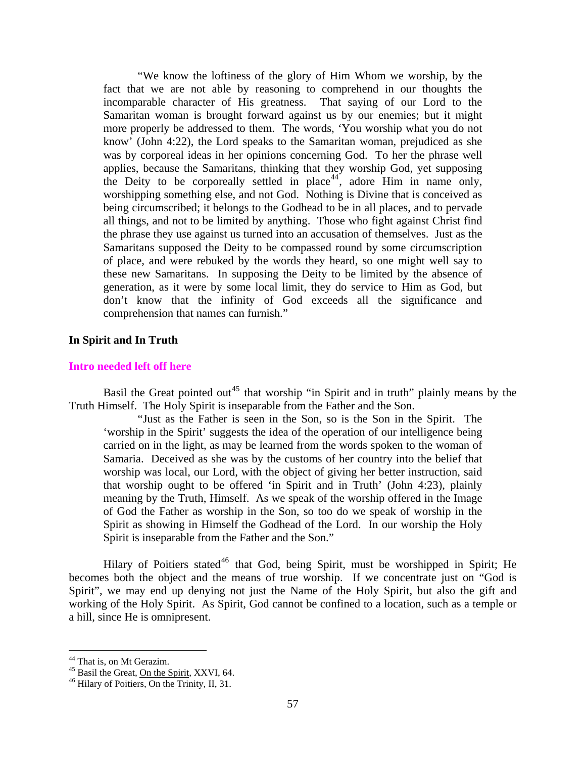> "We know the loftiness of the glory of Him Whom we worship, by the fact that we are not able by reasoning to comprehend in our thoughts the incomparable character of His greatness. That saying of our Lord to the Samaritan woman is brought forward against us by our enemies; but it might more properly be addressed to them. The words, 'You worship what you do not know' (John 4:22), the Lord speaks to the Samaritan woman, prejudiced as she was by corporeal ideas in her opinions concerning God. To her the phrase well applies, because the Samaritans, thinking that they worship God, yet supposing the Deity to be corporeally settled in place[44], adore Him in name only, worshipping something else, and not God. Nothing is Divine that is conceived as being circumscribed; it belongs to the Godhead to be in all places, and to pervade all things, and not to be limited by anything. Those who fight against Christ find the phrase they use against us turned into an accusation of themselves. Just as the Samaritans supposed the Deity to be compassed round by some circumscription of place, and were rebuked by the words they heard, so one might well say to these new Samaritans. In supposing the Deity to be limited by the absence of generation, as it were by some local limit, they do service to Him as God, but don't know that the infinity of God exceeds all the significance and comprehension that names can furnish."

**In Spirit and In Truth**

**Intro needed left off here**

Basil the Great pointed out[45] that worship "in Spirit and in truth" plainly means by the Truth Himself. The Holy Spirit is inseparable from the Father and the Son.

> "Just as the Father is seen in the Son, so is the Son in the Spirit. The 'worship in the Spirit' suggests the idea of the operation of our intelligence being carried on in the light, as may be learned from the words spoken to the woman of Samaria. Deceived as she was by the customs of her country into the belief that worship was local, our Lord, with the object of giving her better instruction, said that worship ought to be offered 'in Spirit and in Truth' (John 4:23), plainly meaning by the Truth, Himself. As we speak of the worship offered in the Image of God the Father as worship in the Son, so too do we speak of worship in the Spirit as showing in Himself the Godhead of the Lord. In our worship the Holy Spirit is inseparable from the Father and the Son."

Hilary of Poitiers stated[46] that God, being Spirit, must be worshipped in Spirit; He becomes both the object and the means of true worship. If we concentrate just on "God is Spirit", we may end up denying not just the Name of the Holy Spirit, but also the gift and working of the Holy Spirit. As Spirit, God cannot be confined to a location, such as a temple or a hill, since He is omnipresent.

---

[44] That is, on Mt Gerazim.

[45] Basil the Great, On the Spirit, XXVI, 64.

[46] Hilary of Poitiers, On the Trinity, II, 31.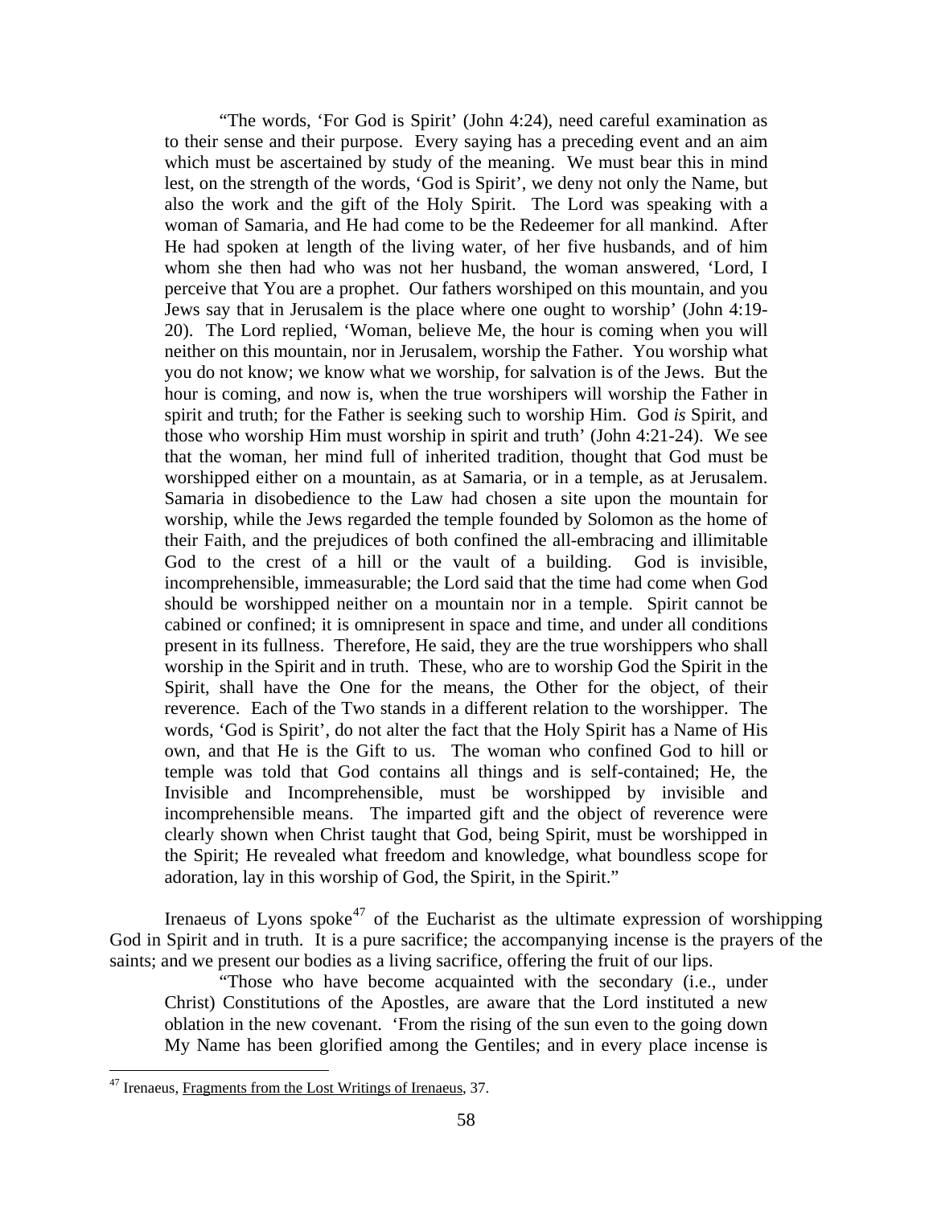> "The words, 'For God is Spirit' (John 4:24), need careful examination as to their sense and their purpose. Every saying has a preceding event and an aim which must be ascertained by study of the meaning. We must bear this in mind lest, on the strength of the words, 'God is Spirit', we deny not only the Name, but also the work and the gift of the Holy Spirit. The Lord was speaking with a woman of Samaria, and He had come to be the Redeemer for all mankind. After He had spoken at length of the living water, of her five husbands, and of him whom she then had who was not her husband, the woman answered, 'Lord, I perceive that You are a prophet. Our fathers worshiped on this mountain, and you Jews say that in Jerusalem is the place where one ought to worship' (John 4:19-20). The Lord replied, 'Woman, believe Me, the hour is coming when you will neither on this mountain, nor in Jerusalem, worship the Father. You worship what you do not know; we know what we worship, for salvation is of the Jews. But the hour is coming, and now is, when the true worshipers will worship the Father in spirit and truth; for the Father is seeking such to worship Him. God *is* Spirit, and those who worship Him must worship in spirit and truth' (John 4:21-24). We see that the woman, her mind full of inherited tradition, thought that God must be worshipped either on a mountain, as at Samaria, or in a temple, as at Jerusalem. Samaria in disobedience to the Law had chosen a site upon the mountain for worship, while the Jews regarded the temple founded by Solomon as the home of their Faith, and the prejudices of both confined the all-embracing and illimitable God to the crest of a hill or the vault of a building. God is invisible, incomprehensible, immeasurable; the Lord said that the time had come when God should be worshipped neither on a mountain nor in a temple. Spirit cannot be cabined or confined; it is omnipresent in space and time, and under all conditions present in its fullness. Therefore, He said, they are the true worshippers who shall worship in the Spirit and in truth. These, who are to worship God the Spirit in the Spirit, shall have the One for the means, the Other for the object, of their reverence. Each of the Two stands in a different relation to the worshipper. The words, 'God is Spirit', do not alter the fact that the Holy Spirit has a Name of His own, and that He is the Gift to us. The woman who confined God to hill or temple was told that God contains all things and is self-contained; He, the Invisible and Incomprehensible, must be worshipped by invisible and incomprehensible means. The imparted gift and the object of reverence were clearly shown when Christ taught that God, being Spirit, must be worshipped in the Spirit; He revealed what freedom and knowledge, what boundless scope for adoration, lay in this worship of God, the Spirit, in the Spirit."

Irenaeus of Lyons spoke[47] of the Eucharist as the ultimate expression of worshipping God in Spirit and in truth. It is a pure sacrifice; the accompanying incense is the prayers of the saints; and we present our bodies as a living sacrifice, offering the fruit of our lips.

> "Those who have become acquainted with the secondary (i.e., under Christ) Constitutions of the Apostles, are aware that the Lord instituted a new oblation in the new covenant. 'From the rising of the sun even to the going down My Name has been glorified among the Gentiles; and in every place incense is

[47] Irenaeus, Fragments from the Lost Writings of Irenaeus, 37.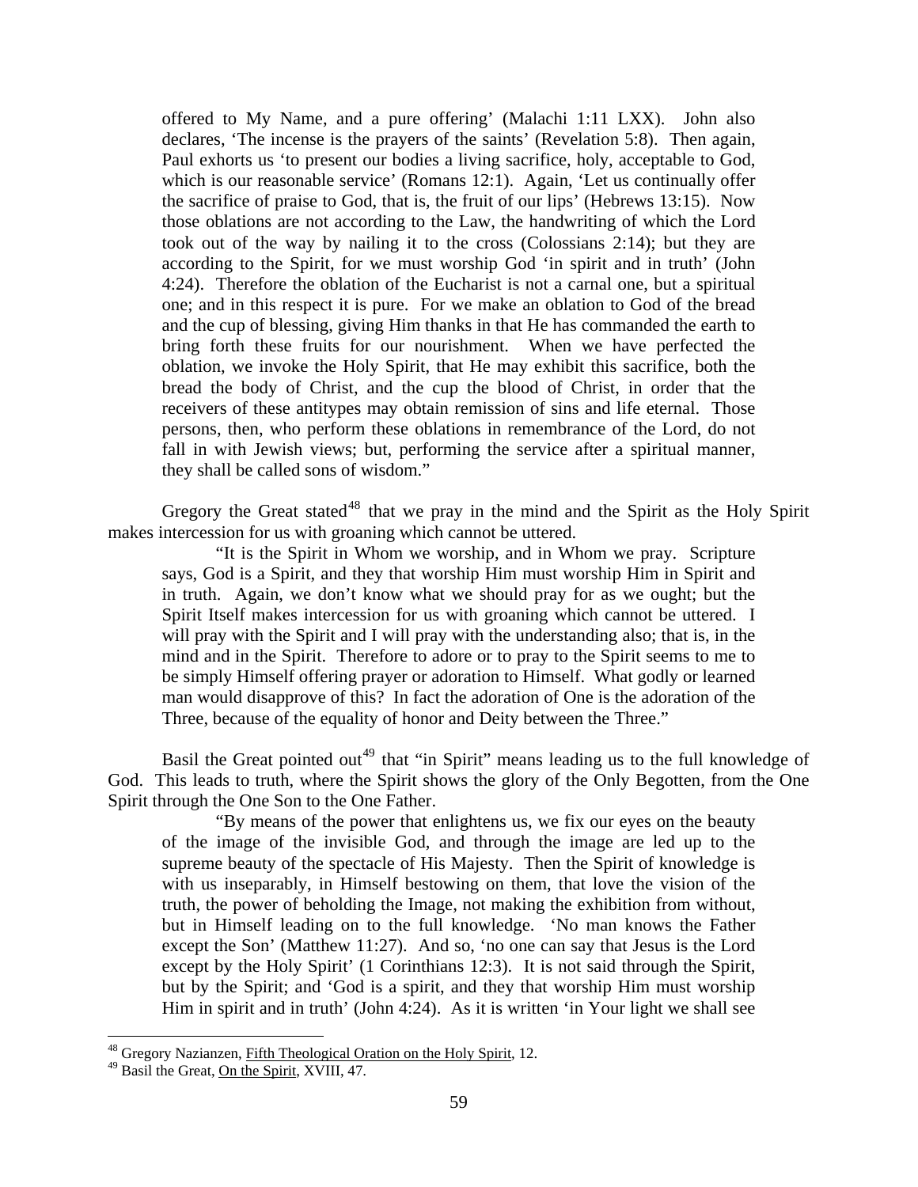> offered to My Name, and a pure offering' (Malachi 1:11 LXX). John also declares, 'The incense is the prayers of the saints' (Revelation 5:8). Then again, Paul exhorts us 'to present our bodies a living sacrifice, holy, acceptable to God, which is our reasonable service' (Romans 12:1). Again, 'Let us continually offer the sacrifice of praise to God, that is, the fruit of our lips' (Hebrews 13:15). Now those oblations are not according to the Law, the handwriting of which the Lord took out of the way by nailing it to the cross (Colossians 2:14); but they are according to the Spirit, for we must worship God 'in spirit and in truth' (John 4:24). Therefore the oblation of the Eucharist is not a carnal one, but a spiritual one; and in this respect it is pure. For we make an oblation to God of the bread and the cup of blessing, giving Him thanks in that He has commanded the earth to bring forth these fruits for our nourishment. When we have perfected the oblation, we invoke the Holy Spirit, that He may exhibit this sacrifice, both the bread the body of Christ, and the cup the blood of Christ, in order that the receivers of these antitypes may obtain remission of sins and life eternal. Those persons, then, who perform these oblations in remembrance of the Lord, do not fall in with Jewish views; but, performing the service after a spiritual manner, they shall be called sons of wisdom."

Gregory the Great stated[48] that we pray in the mind and the Spirit as the Holy Spirit makes intercession for us with groaning which cannot be uttered.

> "It is the Spirit in Whom we worship, and in Whom we pray. Scripture says, God is a Spirit, and they that worship Him must worship Him in Spirit and in truth. Again, we don't know what we should pray for as we ought; but the Spirit Itself makes intercession for us with groaning which cannot be uttered. I will pray with the Spirit and I will pray with the understanding also; that is, in the mind and in the Spirit. Therefore to adore or to pray to the Spirit seems to me to be simply Himself offering prayer or adoration to Himself. What godly or learned man would disapprove of this? In fact the adoration of One is the adoration of the Three, because of the equality of honor and Deity between the Three."

Basil the Great pointed out[49] that "in Spirit" means leading us to the full knowledge of God. This leads to truth, where the Spirit shows the glory of the Only Begotten, from the One Spirit through the One Son to the One Father.

> "By means of the power that enlightens us, we fix our eyes on the beauty of the image of the invisible God, and through the image are led up to the supreme beauty of the spectacle of His Majesty. Then the Spirit of knowledge is with us inseparably, in Himself bestowing on them, that love the vision of the truth, the power of beholding the Image, not making the exhibition from without, but in Himself leading on to the full knowledge. 'No man knows the Father except the Son' (Matthew 11:27). And so, 'no one can say that Jesus is the Lord except by the Holy Spirit' (1 Corinthians 12:3). It is not said through the Spirit, but by the Spirit; and 'God is a spirit, and they that worship Him must worship Him in spirit and in truth' (John 4:24). As it is written 'in Your light we shall see

[48] Gregory Nazianzen, Fifth Theological Oration on the Holy Spirit, 12.

[49] Basil the Great, On the Spirit, XVIII, 47.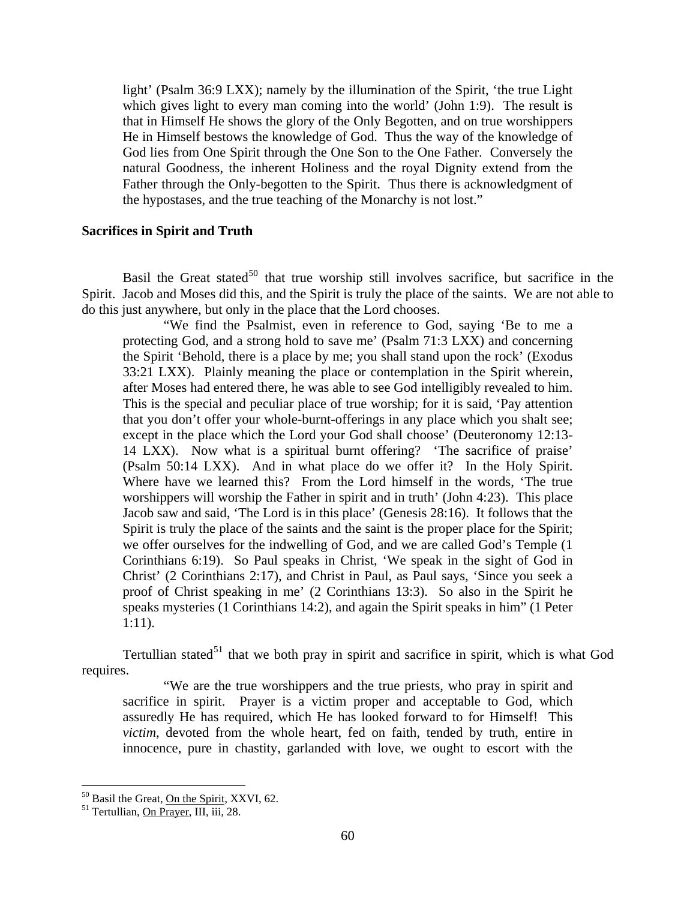light' (Psalm 36:9 LXX); namely by the illumination of the Spirit, 'the true Light which gives light to every man coming into the world' (John 1:9). The result is that in Himself He shows the glory of the Only Begotten, and on true worshippers He in Himself bestows the knowledge of God. Thus the way of the knowledge of God lies from One Spirit through the One Son to the One Father. Conversely the natural Goodness, the inherent Holiness and the royal Dignity extend from the Father through the Only-begotten to the Spirit. Thus there is acknowledgment of the hypostases, and the true teaching of the Monarchy is not lost."

**Sacrifices in Spirit and Truth**

Basil the Great stated[50] that true worship still involves sacrifice, but sacrifice in the Spirit. Jacob and Moses did this, and the Spirit is truly the place of the saints. We are not able to do this just anywhere, but only in the place that the Lord chooses.

> "We find the Psalmist, even in reference to God, saying 'Be to me a protecting God, and a strong hold to save me' (Psalm 71:3 LXX) and concerning the Spirit 'Behold, there is a place by me; you shall stand upon the rock' (Exodus 33:21 LXX). Plainly meaning the place or contemplation in the Spirit wherein, after Moses had entered there, he was able to see God intelligibly revealed to him. This is the special and peculiar place of true worship; for it is said, 'Pay attention that you don't offer your whole-burnt-offerings in any place which you shalt see; except in the place which the Lord your God shall choose' (Deuteronomy 12:13-14 LXX). Now what is a spiritual burnt offering? 'The sacrifice of praise' (Psalm 50:14 LXX). And in what place do we offer it? In the Holy Spirit. Where have we learned this? From the Lord himself in the words, 'The true worshippers will worship the Father in spirit and in truth' (John 4:23). This place Jacob saw and said, 'The Lord is in this place' (Genesis 28:16). It follows that the Spirit is truly the place of the saints and the saint is the proper place for the Spirit; we offer ourselves for the indwelling of God, and we are called God's Temple (1 Corinthians 6:19). So Paul speaks in Christ, 'We speak in the sight of God in Christ' (2 Corinthians 2:17), and Christ in Paul, as Paul says, 'Since you seek a proof of Christ speaking in me' (2 Corinthians 13:3). So also in the Spirit he speaks mysteries (1 Corinthians 14:2), and again the Spirit speaks in him" (1 Peter 1:11).

Tertullian stated[51] that we both pray in spirit and sacrifice in spirit, which is what God requires.

> "We are the true worshippers and the true priests, who pray in spirit and sacrifice in spirit. Prayer is a victim proper and acceptable to God, which assuredly He has required, which He has looked forward to for Himself! This *victim*, devoted from the whole heart, fed on faith, tended by truth, entire in innocence, pure in chastity, garlanded with love, we ought to escort with the

---

[50] Basil the Great, On the Spirit, XXVI, 62.

[51] Tertullian, On Prayer, III, iii, 28.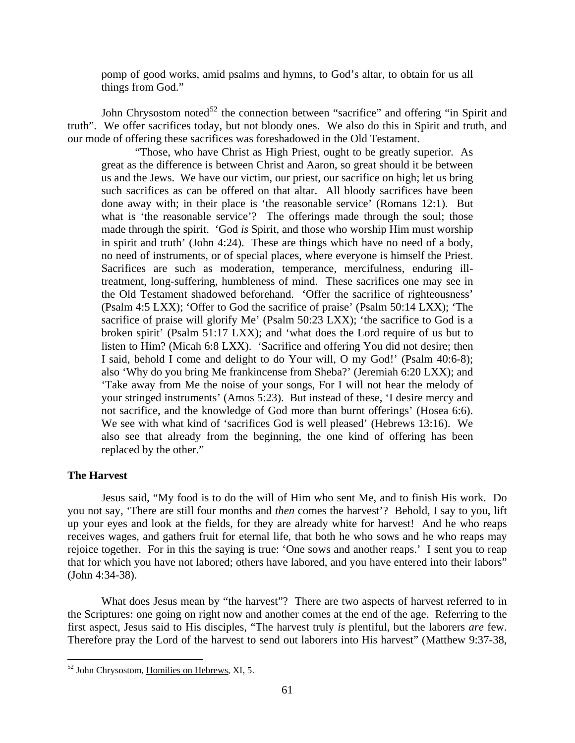pomp of good works, amid psalms and hymns, to God's altar, to obtain for us all things from God."

John Chrysostom noted[52] the connection between "sacrifice" and offering "in Spirit and truth". We offer sacrifices today, but not bloody ones. We also do this in Spirit and truth, and our mode of offering these sacrifices was foreshadowed in the Old Testament.

> "Those, who have Christ as High Priest, ought to be greatly superior. As great as the difference is between Christ and Aaron, so great should it be between us and the Jews. We have our victim, our priest, our sacrifice on high; let us bring such sacrifices as can be offered on that altar. All bloody sacrifices have been done away with; in their place is 'the reasonable service' (Romans 12:1). But what is 'the reasonable service'? The offerings made through the soul; those made through the spirit. 'God *is* Spirit, and those who worship Him must worship in spirit and truth' (John 4:24). These are things which have no need of a body, no need of instruments, or of special places, where everyone is himself the Priest. Sacrifices are such as moderation, temperance, mercifulness, enduring ill-treatment, long-suffering, humbleness of mind. These sacrifices one may see in the Old Testament shadowed beforehand. 'Offer the sacrifice of righteousness' (Psalm 4:5 LXX); 'Offer to God the sacrifice of praise' (Psalm 50:14 LXX); 'The sacrifice of praise will glorify Me' (Psalm 50:23 LXX); 'the sacrifice to God is a broken spirit' (Psalm 51:17 LXX); and 'what does the Lord require of us but to listen to Him? (Micah 6:8 LXX). 'Sacrifice and offering You did not desire; then I said, behold I come and delight to do Your will, O my God!' (Psalm 40:6-8); also 'Why do you bring Me frankincense from Sheba?' (Jeremiah 6:20 LXX); and 'Take away from Me the noise of your songs, For I will not hear the melody of your stringed instruments' (Amos 5:23). But instead of these, 'I desire mercy and not sacrifice, and the knowledge of God more than burnt offerings' (Hosea 6:6). We see with what kind of 'sacrifices God is well pleased' (Hebrews 13:16). We also see that already from the beginning, the one kind of offering has been replaced by the other."

### The Harvest

Jesus said, "My food is to do the will of Him who sent Me, and to finish His work. Do you not say, 'There are still four months and *then* comes the harvest'? Behold, I say to you, lift up your eyes and look at the fields, for they are already white for harvest! And he who reaps receives wages, and gathers fruit for eternal life, that both he who sows and he who reaps may rejoice together. For in this the saying is true: 'One sows and another reaps.' I sent you to reap that for which you have not labored; others have labored, and you have entered into their labors" (John 4:34-38).

What does Jesus mean by "the harvest"? There are two aspects of harvest referred to in the Scriptures: one going on right now and another comes at the end of the age. Referring to the first aspect, Jesus said to His disciples, "The harvest truly *is* plentiful, but the laborers *are* few. Therefore pray the Lord of the harvest to send out laborers into His harvest" (Matthew 9:37-38,

---

[52] John Chrysostom, Homilies on Hebrews, XI, 5.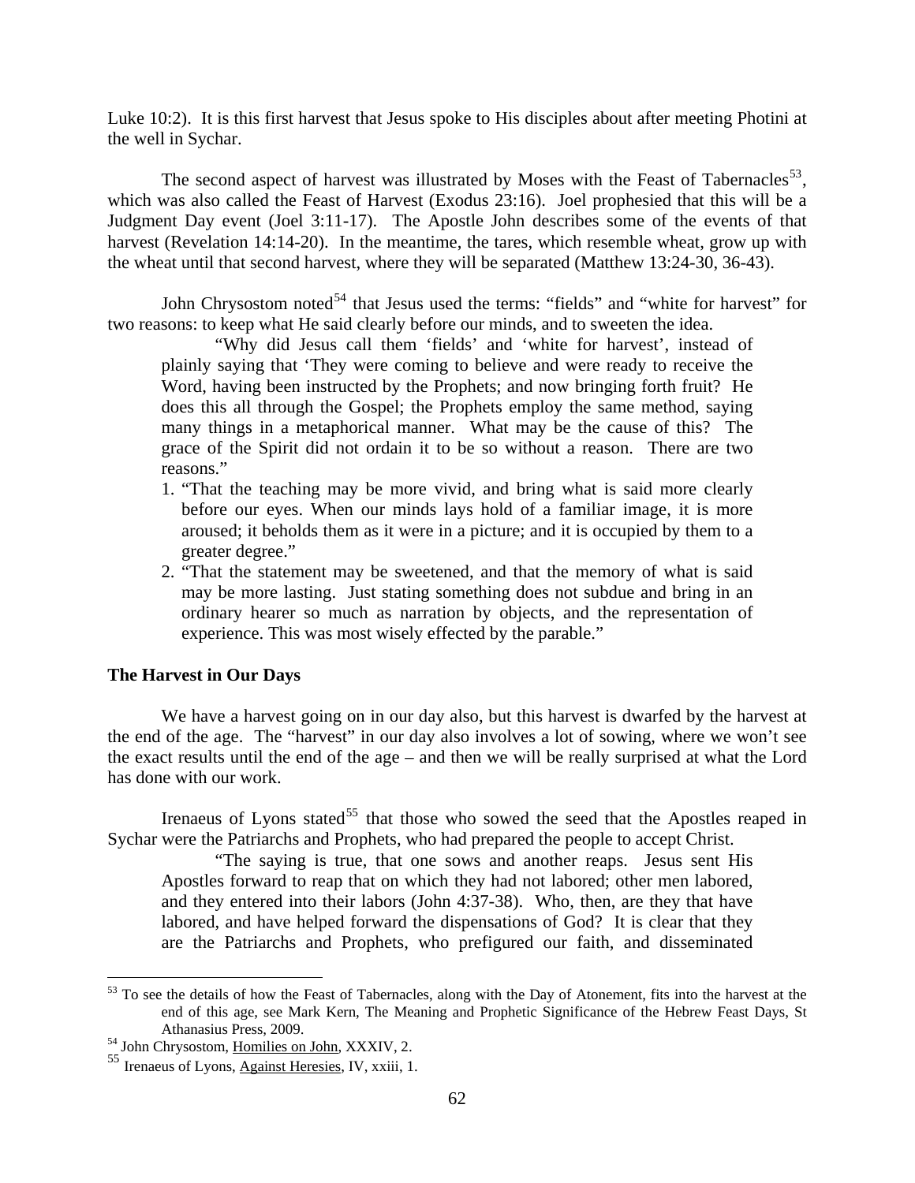Luke 10:2). It is this first harvest that Jesus spoke to His disciples about after meeting Photini at the well in Sychar.

The second aspect of harvest was illustrated by Moses with the Feast of Tabernacles[53], which was also called the Feast of Harvest (Exodus 23:16). Joel prophesied that this will be a Judgment Day event (Joel 3:11-17). The Apostle John describes some of the events of that harvest (Revelation 14:14-20). In the meantime, the tares, which resemble wheat, grow up with the wheat until that second harvest, where they will be separated (Matthew 13:24-30, 36-43).

John Chrysostom noted[54] that Jesus used the terms: "fields" and "white for harvest" for two reasons: to keep what He said clearly before our minds, and to sweeten the idea.

> "Why did Jesus call them 'fields' and 'white for harvest', instead of plainly saying that 'They were coming to believe and were ready to receive the Word, having been instructed by the Prophets; and now bringing forth fruit? He does this all through the Gospel; the Prophets employ the same method, saying many things in a metaphorical manner. What may be the cause of this? The grace of the Spirit did not ordain it to be so without a reason. There are two reasons."
>
> 1. "That the teaching may be more vivid, and bring what is said more clearly before our eyes. When our minds lays hold of a familiar image, it is more aroused; it beholds them as it were in a picture; and it is occupied by them to a greater degree."
> 2. "That the statement may be sweetened, and that the memory of what is said may be more lasting. Just stating something does not subdue and bring in an ordinary hearer so much as narration by objects, and the representation of experience. This was most wisely effected by the parable."

**The Harvest in Our Days**

We have a harvest going on in our day also, but this harvest is dwarfed by the harvest at the end of the age. The "harvest" in our day also involves a lot of sowing, where we won't see the exact results until the end of the age – and then we will be really surprised at what the Lord has done with our work.

Irenaeus of Lyons stated[55] that those who sowed the seed that the Apostles reaped in Sychar were the Patriarchs and Prophets, who had prepared the people to accept Christ.

> "The saying is true, that one sows and another reaps. Jesus sent His Apostles forward to reap that on which they had not labored; other men labored, and they entered into their labors (John 4:37-38). Who, then, are they that have labored, and have helped forward the dispensations of God? It is clear that they are the Patriarchs and Prophets, who prefigured our faith, and disseminated

---

[53] To see the details of how the Feast of Tabernacles, along with the Day of Atonement, fits into the harvest at the end of this age, see Mark Kern, The Meaning and Prophetic Significance of the Hebrew Feast Days, St Athanasius Press, 2009.

[54] John Chrysostom, Homilies on John, XXXIV, 2.

[55] Irenaeus of Lyons, Against Heresies, IV, xxiii, 1.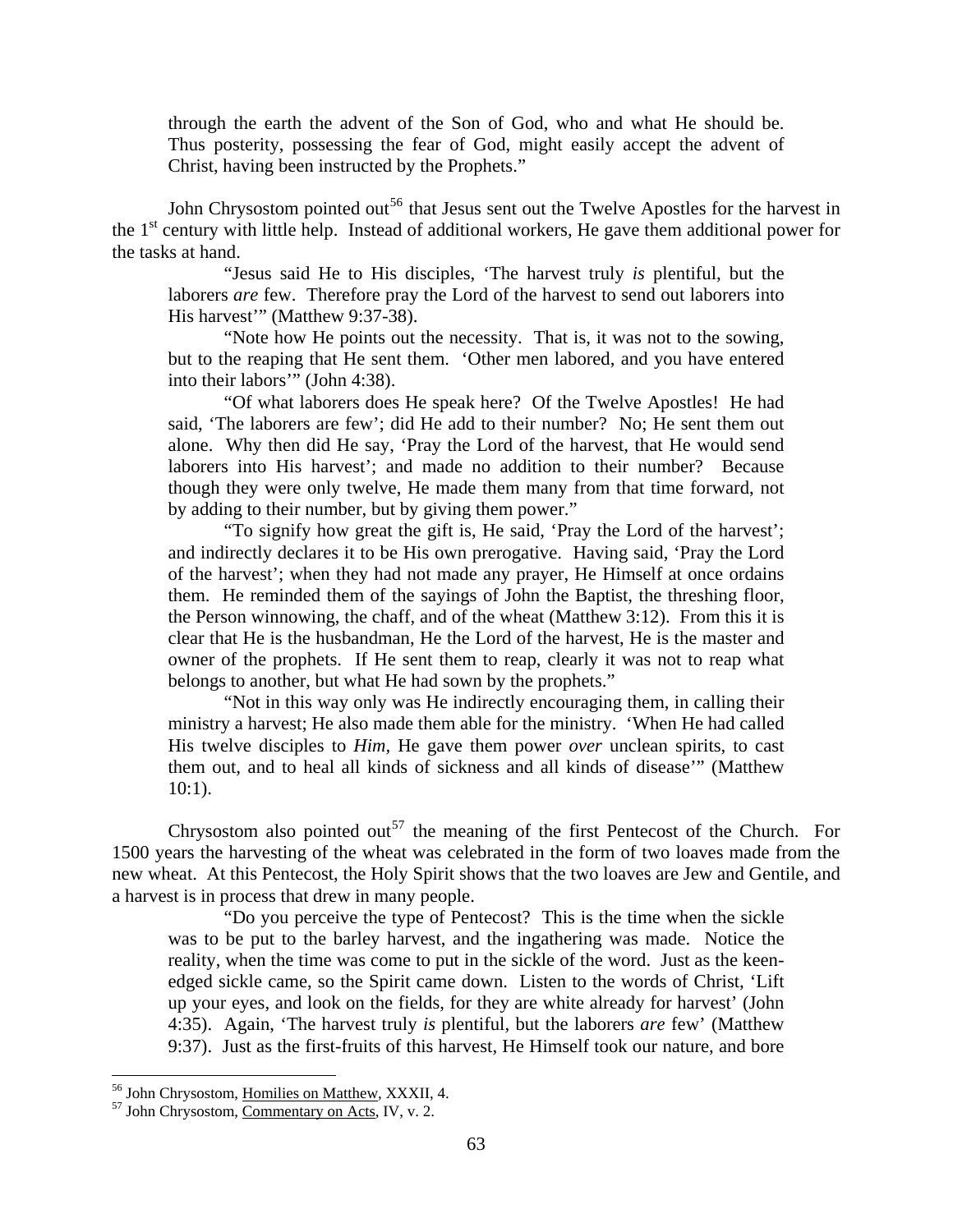through the earth the advent of the Son of God, who and what He should be. Thus posterity, possessing the fear of God, might easily accept the advent of Christ, having been instructed by the Prophets."

John Chrysostom pointed out[56] that Jesus sent out the Twelve Apostles for the harvest in the 1st century with little help. Instead of additional workers, He gave them additional power for the tasks at hand.

> "Jesus said He to His disciples, 'The harvest truly *is* plentiful, but the laborers *are* few. Therefore pray the Lord of the harvest to send out laborers into His harvest'" (Matthew 9:37-38).
>
> "Note how He points out the necessity. That is, it was not to the sowing, but to the reaping that He sent them. 'Other men labored, and you have entered into their labors'" (John 4:38).
>
> "Of what laborers does He speak here? Of the Twelve Apostles! He had said, 'The laborers are few'; did He add to their number? No; He sent them out alone. Why then did He say, 'Pray the Lord of the harvest, that He would send laborers into His harvest'; and made no addition to their number? Because though they were only twelve, He made them many from that time forward, not by adding to their number, but by giving them power."
>
> "To signify how great the gift is, He said, 'Pray the Lord of the harvest'; and indirectly declares it to be His own prerogative. Having said, 'Pray the Lord of the harvest'; when they had not made any prayer, He Himself at once ordains them. He reminded them of the sayings of John the Baptist, the threshing floor, the Person winnowing, the chaff, and of the wheat (Matthew 3:12). From this it is clear that He is the husbandman, He the Lord of the harvest, He is the master and owner of the prophets. If He sent them to reap, clearly it was not to reap what belongs to another, but what He had sown by the prophets."
>
> "Not in this way only was He indirectly encouraging them, in calling their ministry a harvest; He also made them able for the ministry. 'When He had called His twelve disciples to *Him,* He gave them power *over* unclean spirits, to cast them out, and to heal all kinds of sickness and all kinds of disease'" (Matthew 10:1).

Chrysostom also pointed out[57] the meaning of the first Pentecost of the Church. For 1500 years the harvesting of the wheat was celebrated in the form of two loaves made from the new wheat. At this Pentecost, the Holy Spirit shows that the two loaves are Jew and Gentile, and a harvest is in process that drew in many people.

> "Do you perceive the type of Pentecost? This is the time when the sickle was to be put to the barley harvest, and the ingathering was made. Notice the reality, when the time was come to put in the sickle of the word. Just as the keen-edged sickle came, so the Spirit came down. Listen to the words of Christ, 'Lift up your eyes, and look on the fields, for they are white already for harvest' (John 4:35). Again, 'The harvest truly *is* plentiful, but the laborers *are* few' (Matthew 9:37). Just as the first-fruits of this harvest, He Himself took our nature, and bore

---

[56] John Chrysostom, Homilies on Matthew, XXXII, 4.

[57] John Chrysostom, Commentary on Acts, IV, v. 2.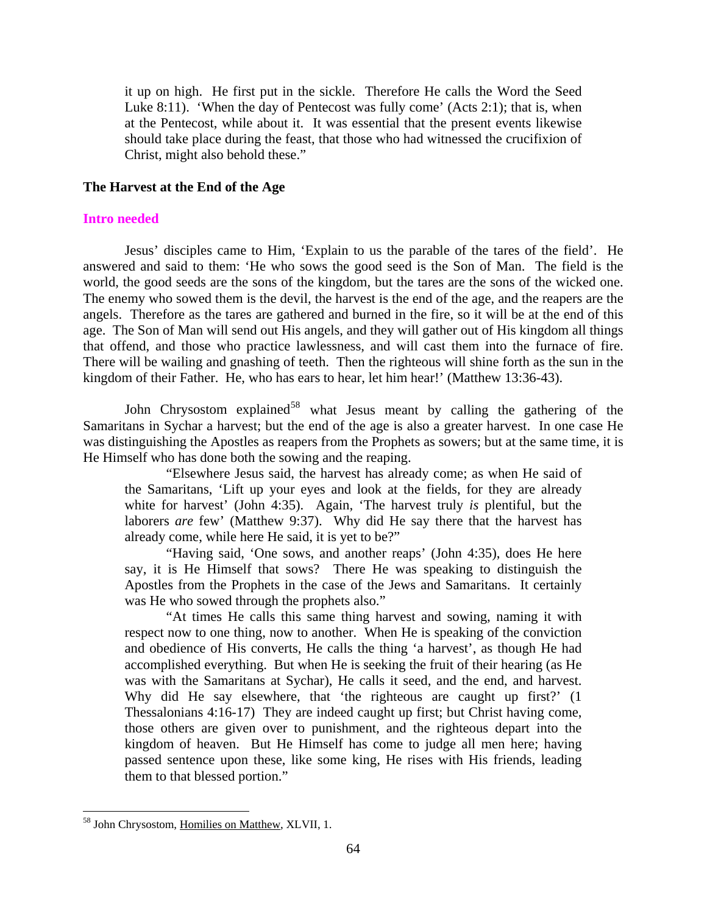it up on high. He first put in the sickle. Therefore He calls the Word the Seed Luke 8:11). 'When the day of Pentecost was fully come' (Acts 2:1); that is, when at the Pentecost, while about it. It was essential that the present events likewise should take place during the feast, that those who had witnessed the crucifixion of Christ, might also behold these."

**The Harvest at the End of the Age**

**Intro needed**

Jesus' disciples came to Him, 'Explain to us the parable of the tares of the field'. He answered and said to them: 'He who sows the good seed is the Son of Man. The field is the world, the good seeds are the sons of the kingdom, but the tares are the sons of the wicked one. The enemy who sowed them is the devil, the harvest is the end of the age, and the reapers are the angels. Therefore as the tares are gathered and burned in the fire, so it will be at the end of this age. The Son of Man will send out His angels, and they will gather out of His kingdom all things that offend, and those who practice lawlessness, and will cast them into the furnace of fire. There will be wailing and gnashing of teeth. Then the righteous will shine forth as the sun in the kingdom of their Father. He, who has ears to hear, let him hear!' (Matthew 13:36-43).

John Chrysostom explained[58] what Jesus meant by calling the gathering of the Samaritans in Sychar a harvest; but the end of the age is also a greater harvest. In one case He was distinguishing the Apostles as reapers from the Prophets as sowers; but at the same time, it is He Himself who has done both the sowing and the reaping.

> "Elsewhere Jesus said, the harvest has already come; as when He said of the Samaritans, 'Lift up your eyes and look at the fields, for they are already white for harvest' (John 4:35). Again, 'The harvest truly *is* plentiful, but the laborers *are* few' (Matthew 9:37). Why did He say there that the harvest has already come, while here He said, it is yet to be?"
>
> "Having said, 'One sows, and another reaps' (John 4:35), does He here say, it is He Himself that sows? There He was speaking to distinguish the Apostles from the Prophets in the case of the Jews and Samaritans. It certainly was He who sowed through the prophets also."
>
> "At times He calls this same thing harvest and sowing, naming it with respect now to one thing, now to another. When He is speaking of the conviction and obedience of His converts, He calls the thing 'a harvest', as though He had accomplished everything. But when He is seeking the fruit of their hearing (as He was with the Samaritans at Sychar), He calls it seed, and the end, and harvest. Why did He say elsewhere, that 'the righteous are caught up first?' (1 Thessalonians 4:16-17) They are indeed caught up first; but Christ having come, those others are given over to punishment, and the righteous depart into the kingdom of heaven. But He Himself has come to judge all men here; having passed sentence upon these, like some king, He rises with His friends, leading them to that blessed portion."

---

[58] John Chrysostom, Homilies on Matthew, XLVII, 1.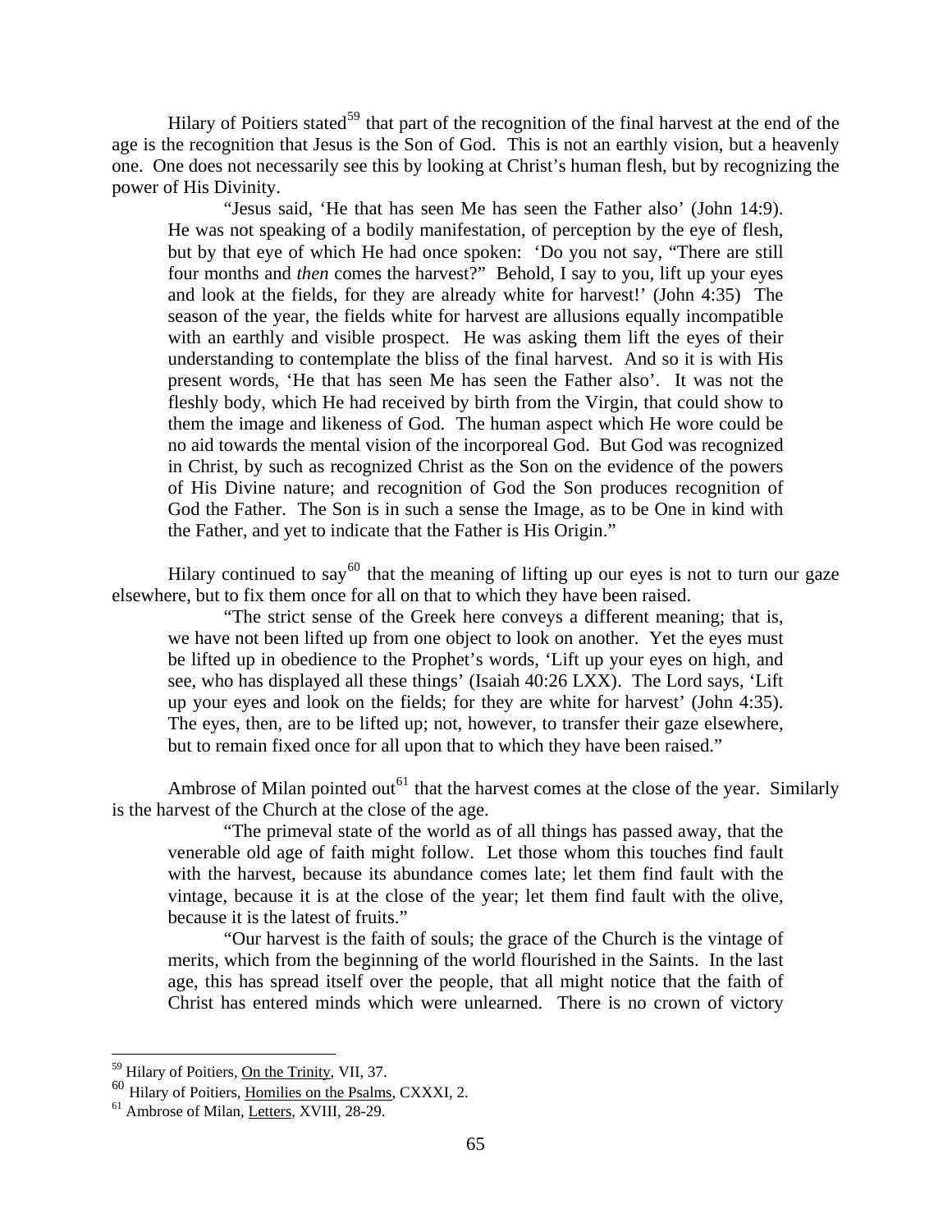Hilary of Poitiers stated[59] that part of the recognition of the final harvest at the end of the age is the recognition that Jesus is the Son of God. This is not an earthly vision, but a heavenly one. One does not necessarily see this by looking at Christ's human flesh, but by recognizing the power of His Divinity.

> "Jesus said, 'He that has seen Me has seen the Father also' (John 14:9). He was not speaking of a bodily manifestation, of perception by the eye of flesh, but by that eye of which He had once spoken: 'Do you not say, "There are still four months and *then* comes the harvest?" Behold, I say to you, lift up your eyes and look at the fields, for they are already white for harvest!' (John 4:35) The season of the year, the fields white for harvest are allusions equally incompatible with an earthly and visible prospect. He was asking them lift the eyes of their understanding to contemplate the bliss of the final harvest. And so it is with His present words, 'He that has seen Me has seen the Father also'. It was not the fleshly body, which He had received by birth from the Virgin, that could show to them the image and likeness of God. The human aspect which He wore could be no aid towards the mental vision of the incorporeal God. But God was recognized in Christ, by such as recognized Christ as the Son on the evidence of the powers of His Divine nature; and recognition of God the Son produces recognition of God the Father. The Son is in such a sense the Image, as to be One in kind with the Father, and yet to indicate that the Father is His Origin."

Hilary continued to say[60] that the meaning of lifting up our eyes is not to turn our gaze elsewhere, but to fix them once for all on that to which they have been raised.

> "The strict sense of the Greek here conveys a different meaning; that is, we have not been lifted up from one object to look on another. Yet the eyes must be lifted up in obedience to the Prophet's words, 'Lift up your eyes on high, and see, who has displayed all these things' (Isaiah 40:26 LXX). The Lord says, 'Lift up your eyes and look on the fields; for they are white for harvest' (John 4:35). The eyes, then, are to be lifted up; not, however, to transfer their gaze elsewhere, but to remain fixed once for all upon that to which they have been raised."

Ambrose of Milan pointed out[61] that the harvest comes at the close of the year. Similarly is the harvest of the Church at the close of the age.

> "The primeval state of the world as of all things has passed away, that the venerable old age of faith might follow. Let those whom this touches find fault with the harvest, because its abundance comes late; let them find fault with the vintage, because it is at the close of the year; let them find fault with the olive, because it is the latest of fruits."
>
> "Our harvest is the faith of souls; the grace of the Church is the vintage of merits, which from the beginning of the world flourished in the Saints. In the last age, this has spread itself over the people, that all might notice that the faith of Christ has entered minds which were unlearned. There is no crown of victory

---

[59] Hilary of Poitiers, On the Trinity, VII, 37.

[60] Hilary of Poitiers, Homilies on the Psalms, CXXXI, 2.

[61] Ambrose of Milan, Letters, XVIII, 28-29.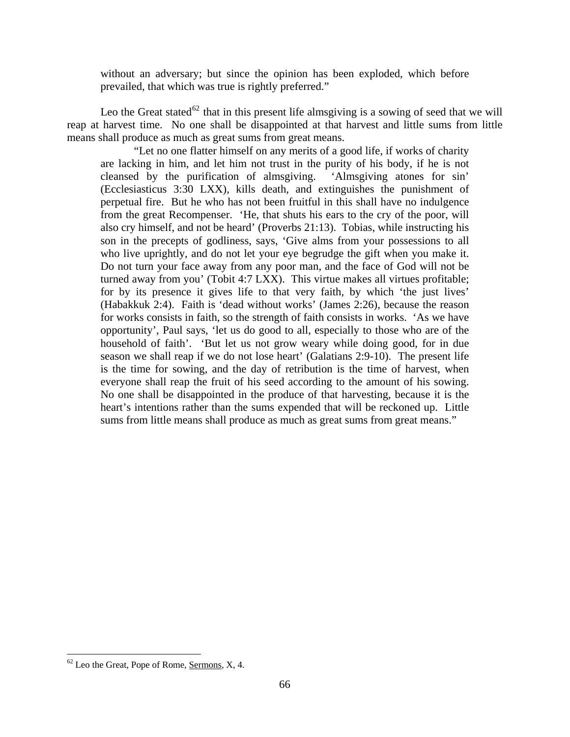> without an adversary; but since the opinion has been exploded, which before prevailed, that which was true is rightly preferred."

Leo the Great stated[62] that in this present life almsgiving is a sowing of seed that we will reap at harvest time. No one shall be disappointed at that harvest and little sums from little means shall produce as much as great sums from great means.

> "Let no one flatter himself on any merits of a good life, if works of charity are lacking in him, and let him not trust in the purity of his body, if he is not cleansed by the purification of almsgiving. 'Almsgiving atones for sin' (Ecclesiasticus 3:30 LXX), kills death, and extinguishes the punishment of perpetual fire. But he who has not been fruitful in this shall have no indulgence from the great Recompenser. 'He, that shuts his ears to the cry of the poor, will also cry himself, and not be heard' (Proverbs 21:13). Tobias, while instructing his son in the precepts of godliness, says, 'Give alms from your possessions to all who live uprightly, and do not let your eye begrudge the gift when you make it. Do not turn your face away from any poor man, and the face of God will not be turned away from you' (Tobit 4:7 LXX). This virtue makes all virtues profitable; for by its presence it gives life to that very faith, by which 'the just lives' (Habakkuk 2:4). Faith is 'dead without works' (James 2:26), because the reason for works consists in faith, so the strength of faith consists in works. 'As we have opportunity', Paul says, 'let us do good to all, especially to those who are of the household of faith'. 'But let us not grow weary while doing good, for in due season we shall reap if we do not lose heart' (Galatians 2:9-10). The present life is the time for sowing, and the day of retribution is the time of harvest, when everyone shall reap the fruit of his seed according to the amount of his sowing. No one shall be disappointed in the produce of that harvesting, because it is the heart's intentions rather than the sums expended that will be reckoned up. Little sums from little means shall produce as much as great sums from great means."

---

[62] Leo the Great, Pope of Rome, Sermons, X, 4.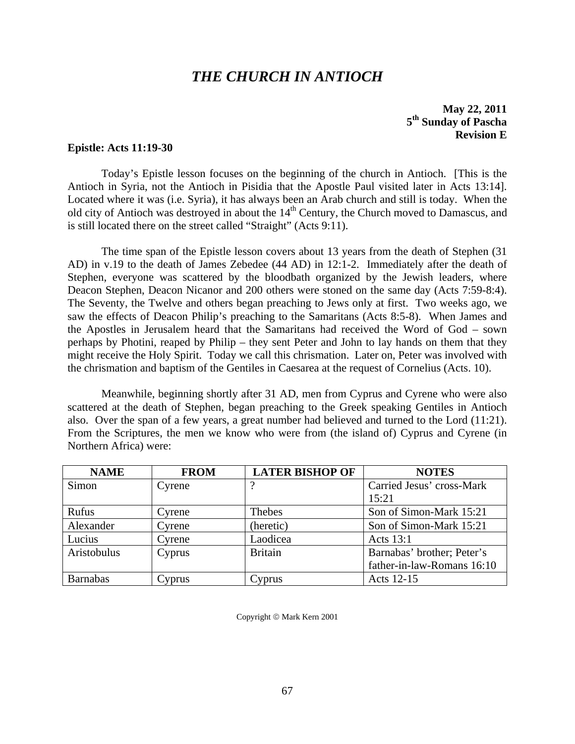// THE CHURCH IN ANTIOCH

# *THE CHURCH IN ANTIOCH*

**May 22, 2011**
**5th Sunday of Pascha**
**Revision E**

**Epistle: Acts 11:19-30**

Today's Epistle lesson focuses on the beginning of the church in Antioch. [This is the Antioch in Syria, not the Antioch in Pisidia that the Apostle Paul visited later in Acts 13:14]. Located where it was (i.e. Syria), it has always been an Arab church and still is today. When the old city of Antioch was destroyed in about the 14th Century, the Church moved to Damascus, and is still located there on the street called "Straight" (Acts 9:11).

The time span of the Epistle lesson covers about 13 years from the death of Stephen (31 AD) in v.19 to the death of James Zebedee (44 AD) in 12:1-2. Immediately after the death of Stephen, everyone was scattered by the bloodbath organized by the Jewish leaders, where Deacon Stephen, Deacon Nicanor and 200 others were stoned on the same day (Acts 7:59-8:4). The Seventy, the Twelve and others began preaching to Jews only at first. Two weeks ago, we saw the effects of Deacon Philip's preaching to the Samaritans (Acts 8:5-8). When James and the Apostles in Jerusalem heard that the Samaritans had received the Word of God – sown perhaps by Photini, reaped by Philip – they sent Peter and John to lay hands on them that they might receive the Holy Spirit. Today we call this chrismation. Later on, Peter was involved with the chrismation and baptism of the Gentiles in Caesarea at the request of Cornelius (Acts. 10).

Meanwhile, beginning shortly after 31 AD, men from Cyprus and Cyrene who were also scattered at the death of Stephen, began preaching to the Greek speaking Gentiles in Antioch also. Over the span of a few years, a great number had believed and turned to the Lord (11:21). From the Scriptures, the men we know who were from (the island of) Cyprus and Cyrene (in Northern Africa) were:

| NAME | FROM | LATER BISHOP OF | NOTES |
|---|---|---|---|
| Simon | Cyrene | ? | Carried Jesus' cross-Mark 15:21 |
| Rufus | Cyrene | Thebes | Son of Simon-Mark 15:21 |
| Alexander | Cyrene | (heretic) | Son of Simon-Mark 15:21 |
| Lucius | Cyrene | Laodicea | Acts 13:1 |
| Aristobulus | Cyprus | Britain | Barnabas' brother; Peter's father-in-law-Romans 16:10 |
| Barnabas | Cyprus | Cyprus | Acts 12-15 |

Copyright © Mark Kern 2001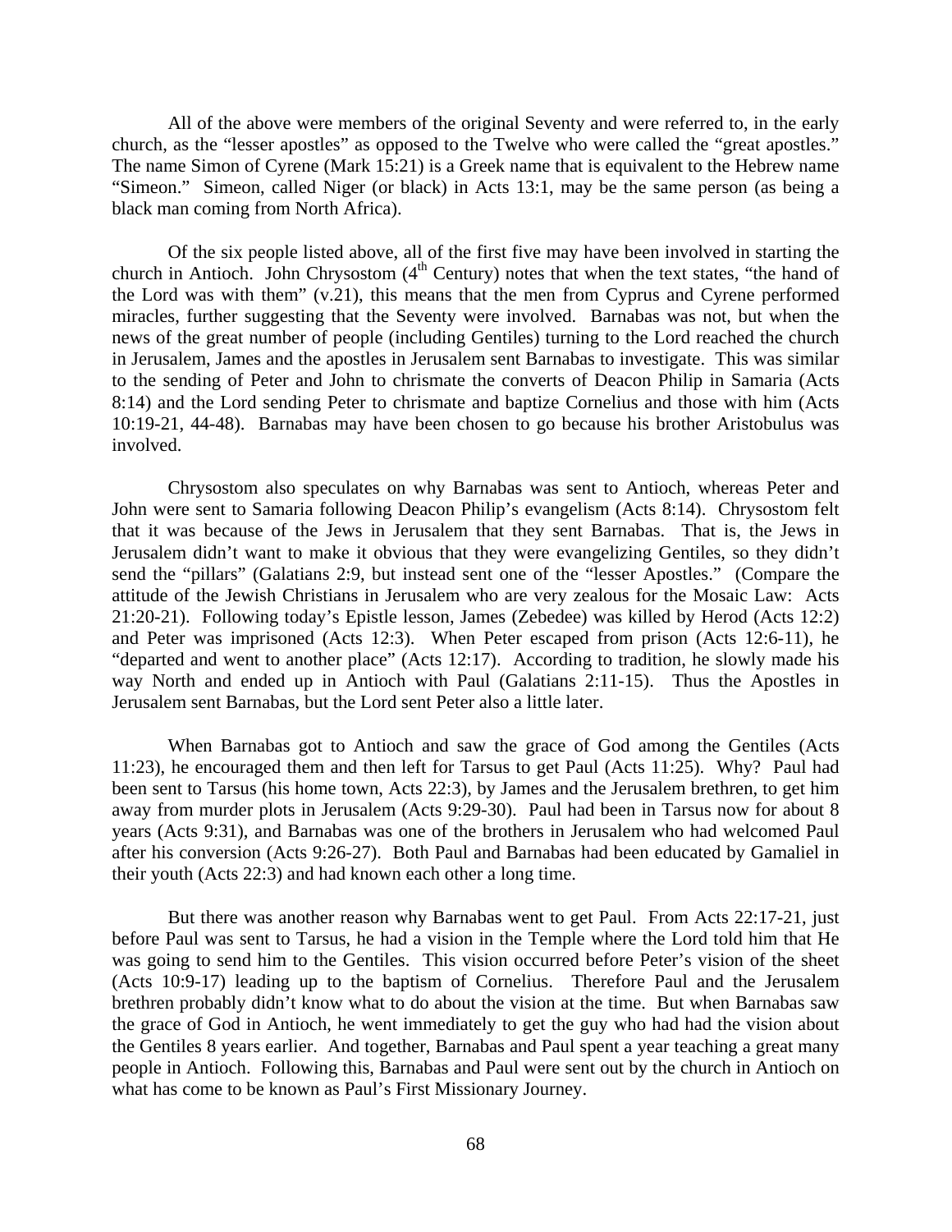All of the above were members of the original Seventy and were referred to, in the early church, as the "lesser apostles" as opposed to the Twelve who were called the "great apostles." The name Simon of Cyrene (Mark 15:21) is a Greek name that is equivalent to the Hebrew name "Simeon." Simeon, called Niger (or black) in Acts 13:1, may be the same person (as being a black man coming from North Africa).

Of the six people listed above, all of the first five may have been involved in starting the church in Antioch. John Chrysostom (4th Century) notes that when the text states, "the hand of the Lord was with them" (v.21), this means that the men from Cyprus and Cyrene performed miracles, further suggesting that the Seventy were involved. Barnabas was not, but when the news of the great number of people (including Gentiles) turning to the Lord reached the church in Jerusalem, James and the apostles in Jerusalem sent Barnabas to investigate. This was similar to the sending of Peter and John to chrismate the converts of Deacon Philip in Samaria (Acts 8:14) and the Lord sending Peter to chrismate and baptize Cornelius and those with him (Acts 10:19-21, 44-48). Barnabas may have been chosen to go because his brother Aristobulus was involved.

Chrysostom also speculates on why Barnabas was sent to Antioch, whereas Peter and John were sent to Samaria following Deacon Philip's evangelism (Acts 8:14). Chrysostom felt that it was because of the Jews in Jerusalem that they sent Barnabas. That is, the Jews in Jerusalem didn't want to make it obvious that they were evangelizing Gentiles, so they didn't send the "pillars" (Galatians 2:9, but instead sent one of the "lesser Apostles." (Compare the attitude of the Jewish Christians in Jerusalem who are very zealous for the Mosaic Law: Acts 21:20-21). Following today's Epistle lesson, James (Zebedee) was killed by Herod (Acts 12:2) and Peter was imprisoned (Acts 12:3). When Peter escaped from prison (Acts 12:6-11), he "departed and went to another place" (Acts 12:17). According to tradition, he slowly made his way North and ended up in Antioch with Paul (Galatians 2:11-15). Thus the Apostles in Jerusalem sent Barnabas, but the Lord sent Peter also a little later.

When Barnabas got to Antioch and saw the grace of God among the Gentiles (Acts 11:23), he encouraged them and then left for Tarsus to get Paul (Acts 11:25). Why? Paul had been sent to Tarsus (his home town, Acts 22:3), by James and the Jerusalem brethren, to get him away from murder plots in Jerusalem (Acts 9:29-30). Paul had been in Tarsus now for about 8 years (Acts 9:31), and Barnabas was one of the brothers in Jerusalem who had welcomed Paul after his conversion (Acts 9:26-27). Both Paul and Barnabas had been educated by Gamaliel in their youth (Acts 22:3) and had known each other a long time.

But there was another reason why Barnabas went to get Paul. From Acts 22:17-21, just before Paul was sent to Tarsus, he had a vision in the Temple where the Lord told him that He was going to send him to the Gentiles. This vision occurred before Peter's vision of the sheet (Acts 10:9-17) leading up to the baptism of Cornelius. Therefore Paul and the Jerusalem brethren probably didn't know what to do about the vision at the time. But when Barnabas saw the grace of God in Antioch, he went immediately to get the guy who had had the vision about the Gentiles 8 years earlier. And together, Barnabas and Paul spent a year teaching a great many people in Antioch. Following this, Barnabas and Paul were sent out by the church in Antioch on what has come to be known as Paul's First Missionary Journey.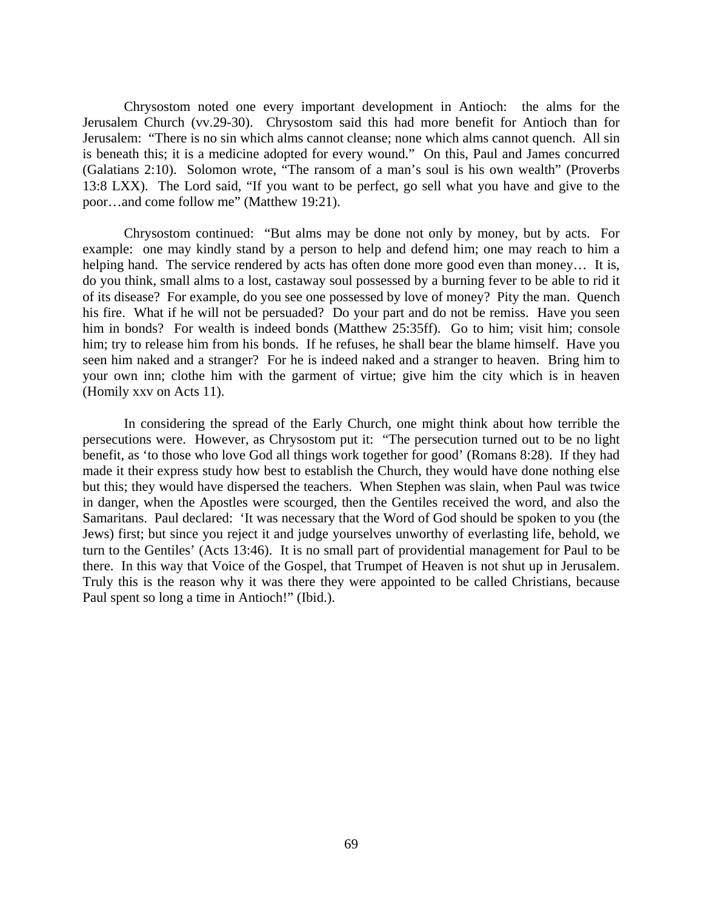Chrysostom noted one every important development in Antioch: the alms for the Jerusalem Church (vv.29-30). Chrysostom said this had more benefit for Antioch than for Jerusalem: "There is no sin which alms cannot cleanse; none which alms cannot quench. All sin is beneath this; it is a medicine adopted for every wound." On this, Paul and James concurred (Galatians 2:10). Solomon wrote, "The ransom of a man's soul is his own wealth" (Proverbs 13:8 LXX). The Lord said, "If you want to be perfect, go sell what you have and give to the poor…and come follow me" (Matthew 19:21).

Chrysostom continued: "But alms may be done not only by money, but by acts. For example: one may kindly stand by a person to help and defend him; one may reach to him a helping hand. The service rendered by acts has often done more good even than money… It is, do you think, small alms to a lost, castaway soul possessed by a burning fever to be able to rid it of its disease? For example, do you see one possessed by love of money? Pity the man. Quench his fire. What if he will not be persuaded? Do your part and do not be remiss. Have you seen him in bonds? For wealth is indeed bonds (Matthew 25:35ff). Go to him; visit him; console him; try to release him from his bonds. If he refuses, he shall bear the blame himself. Have you seen him naked and a stranger? For he is indeed naked and a stranger to heaven. Bring him to your own inn; clothe him with the garment of virtue; give him the city which is in heaven (Homily xxv on Acts 11).

In considering the spread of the Early Church, one might think about how terrible the persecutions were. However, as Chrysostom put it: "The persecution turned out to be no light benefit, as 'to those who love God all things work together for good' (Romans 8:28). If they had made it their express study how best to establish the Church, they would have done nothing else but this; they would have dispersed the teachers. When Stephen was slain, when Paul was twice in danger, when the Apostles were scourged, then the Gentiles received the word, and also the Samaritans. Paul declared: 'It was necessary that the Word of God should be spoken to you (the Jews) first; but since you reject it and judge yourselves unworthy of everlasting life, behold, we turn to the Gentiles' (Acts 13:46). It is no small part of providential management for Paul to be there. In this way that Voice of the Gospel, that Trumpet of Heaven is not shut up in Jerusalem. Truly this is the reason why it was there they were appointed to be called Christians, because Paul spent so long a time in Antioch!" (Ibid.).